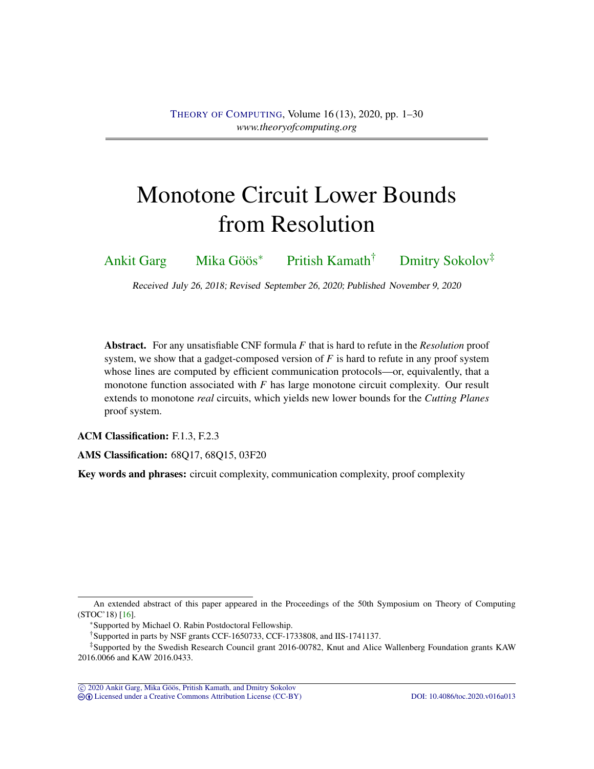# Monotone Circuit Lower Bounds from Resolution

Ankit Garg  Mika Göös[∗]  Pritish Kamath[†]  Dmitry Sokolov[‡]

Received July 26, 2018; Revised September 26, 2020; Published November 9, 2020

**Abstract.** For any unsatisfiable CNF formula $F$ that is hard to refute in the *Resolution* proof system, we show that a gadget-composed version of $F$ is hard to refute in any proof system whose lines are computed by efficient communication protocols—or, equivalently, that a monotone function associated with $F$ has large monotone circuit complexity. Our result extends to monotone *real* circuits, which yields new lower bounds for the *Cutting Planes* proof system.

**ACM Classification:** F.1.3, F.2.3

**AMS Classification:** 68Q17, 68Q15, 03F20

**Key words and phrases:** circuit complexity, communication complexity, proof complexity

---

An extended abstract of this paper appeared in the Proceedings of the 50th Symposium on Theory of Computing (STOC'18) [16].

[∗]Supported by Michael O. Rabin Postdoctoral Fellowship.

[†]Supported in parts by NSF grants CCF-1650733, CCF-1733808, and IIS-1741137.

[‡]Supported by the Swedish Research Council grant 2016-00782, Knut and Alice Wallenberg Foundation grants KAW 2016.0066 and KAW 2016.0433.

© 2020 Ankit Garg, Mika Göös, Pritish Kamath, and Dmitry Sokolov
Licensed under a Creative Commons Attribution License (CC-BY)  DOI: 10.4086/toc.2020.v016a013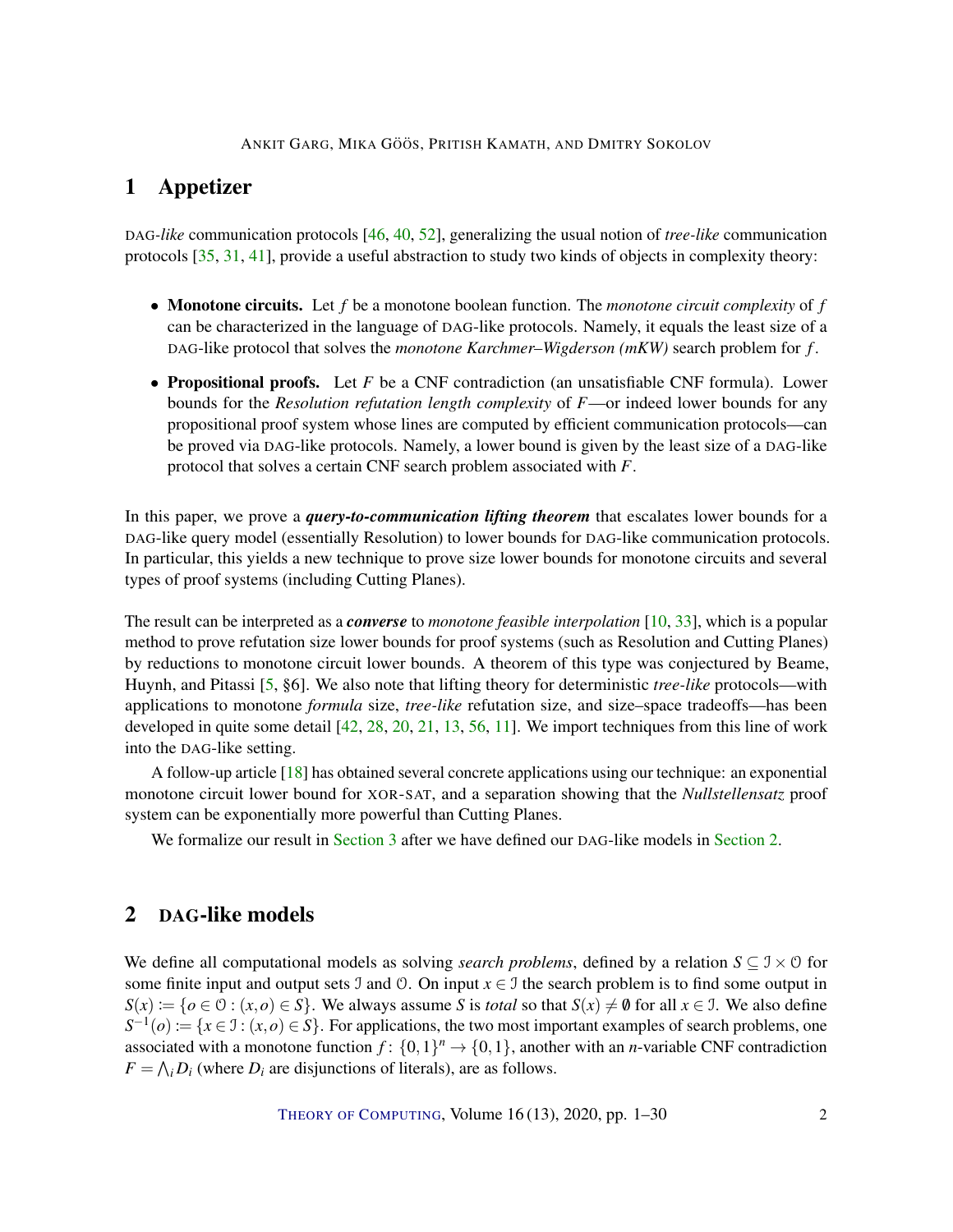## 1 Appetizer

DAG-*like* communication protocols [46, 40, 52], generalizing the usual notion of *tree-like* communication protocols [35, 31, 41], provide a useful abstraction to study two kinds of objects in complexity theory:

- **Monotone circuits.** Let $f$ be a monotone boolean function. The *monotone circuit complexity* of $f$ can be characterized in the language of DAG-like protocols. Namely, it equals the least size of a DAG-like protocol that solves the *monotone Karchmer–Wigderson (mKW)* search problem for $f$.
- **Propositional proofs.** Let $F$ be a CNF contradiction (an unsatisfiable CNF formula). Lower bounds for the *Resolution refutation length complexity* of $F$—or indeed lower bounds for any propositional proof system whose lines are computed by efficient communication protocols—can be proved via DAG-like protocols. Namely, a lower bound is given by the least size of a DAG-like protocol that solves a certain CNF search problem associated with $F$.

In this paper, we prove a ***query-to-communication lifting theorem*** that escalates lower bounds for a DAG-like query model (essentially Resolution) to lower bounds for DAG-like communication protocols. In particular, this yields a new technique to prove size lower bounds for monotone circuits and several types of proof systems (including Cutting Planes).

The result can be interpreted as a ***converse*** to *monotone feasible interpolation* [10, 33], which is a popular method to prove refutation size lower bounds for proof systems (such as Resolution and Cutting Planes) by reductions to monotone circuit lower bounds. A theorem of this type was conjectured by Beame, Huynh, and Pitassi [5, §6]. We also note that lifting theory for deterministic *tree-like* protocols—with applications to monotone *formula* size, *tree-like* refutation size, and size–space tradeoffs—has been developed in quite some detail [42, 28, 20, 21, 13, 56, 11]. We import techniques from this line of work into the DAG-like setting.

A follow-up article [18] has obtained several concrete applications using our technique: an exponential monotone circuit lower bound for XOR-SAT, and a separation showing that the *Nullstellensatz* proof system can be exponentially more powerful than Cutting Planes.

We formalize our result in Section 3 after we have defined our DAG-like models in Section 2.

## 2 DAG-like models

We define all computational models as solving *search problems*, defined by a relation $S \subseteq \mathcal{I} \times \mathcal{O}$ for some finite input and output sets $\mathcal{I}$ and $\mathcal{O}$. On input $x \in \mathcal{I}$ the search problem is to find some output in $S(x) := \{o \in \mathcal{O} : (x, o) \in S\}$. We always assume $S$ is *total* so that $S(x) \neq \emptyset$ for all $x \in \mathcal{I}$. We also define $S^{-1}(o) := \{x \in \mathcal{I} : (x, o) \in S\}$. For applications, the two most important examples of search problems, one associated with a monotone function $f : \{0,1\}^n \to \{0,1\}$, another with an $n$-variable CNF contradiction $F = \bigwedge_i D_i$ (where $D_i$ are disjunctions of literals), are as follows.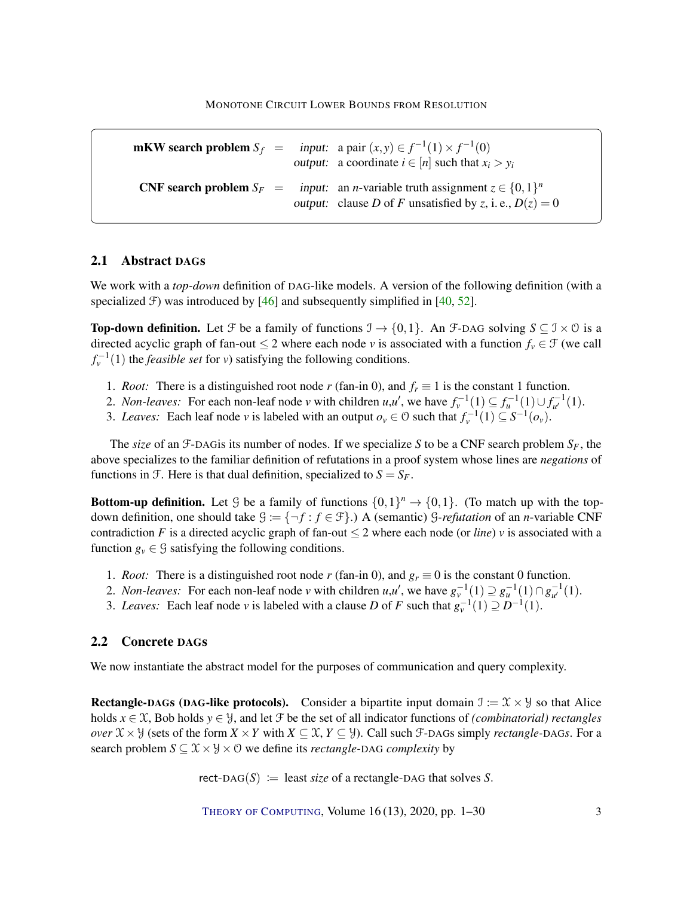**mKW search problem** $S_f$ = *input:* a pair $(x, y) \in f^{-1}(1) \times f^{-1}(0)$
*output:* a coordinate $i \in [n]$ such that $x_i > y_i$

**CNF search problem** $S_F$ = *input:* an $n$-variable truth assignment $z \in \{0,1\}^n$
*output:* clause $D$ of $F$ unsatisfied by $z$, i. e., $D(z) = 0$

## 2.1 Abstract DAGs

We work with a *top-down* definition of DAG-like models. A version of the following definition (with a specialized $\mathcal{F}$) was introduced by [46] and subsequently simplified in [40, 52].

**Top-down definition.** Let $\mathcal{F}$ be a family of functions $\mathcal{I} \to \{0,1\}$. An $\mathcal{F}$-DAG solving $S \subseteq \mathcal{I} \times \mathcal{O}$ is a directed acyclic graph of fan-out $\leq 2$ where each node $v$ is associated with a function $f_v \in \mathcal{F}$ (we call $f_v^{-1}(1)$ the *feasible set* for $v$) satisfying the following conditions.

1. *Root:* There is a distinguished root node $r$ (fan-in 0), and $f_r \equiv 1$ is the constant 1 function.
2. *Non-leaves:* For each non-leaf node $v$ with children $u$,$u'$, we have $f_v^{-1}(1) \subseteq f_u^{-1}(1) \cup f_{u'}^{-1}(1)$.
3. *Leaves:* Each leaf node $v$ is labeled with an output $o_v \in \mathcal{O}$ such that $f_v^{-1}(1) \subseteq S^{-1}(o_v)$.

The *size* of an $\mathcal{F}$-DAGis its number of nodes. If we specialize $S$ to be a CNF search problem $S_F$, the above specializes to the familiar definition of refutations in a proof system whose lines are *negations* of functions in $\mathcal{F}$. Here is that dual definition, specialized to $S = S_F$.

**Bottom-up definition.** Let $\mathcal{G}$ be a family of functions $\{0,1\}^n \to \{0,1\}$. (To match up with the top-down definition, one should take $\mathcal{G} := \{\neg f : f \in \mathcal{F}\}$.) A (semantic) $\mathcal{G}$-*refutation* of an $n$-variable CNF contradiction $F$ is a directed acyclic graph of fan-out $\leq 2$ where each node (or *line*) $v$ is associated with a function $g_v \in \mathcal{G}$ satisfying the following conditions.

1. *Root:* There is a distinguished root node $r$ (fan-in 0), and $g_r \equiv 0$ is the constant 0 function.
2. *Non-leaves:* For each non-leaf node $v$ with children $u$,$u'$, we have $g_v^{-1}(1) \supseteq g_u^{-1}(1) \cap g_{u'}^{-1}(1)$.
3. *Leaves:* Each leaf node $v$ is labeled with a clause $D$ of $F$ such that $g_v^{-1}(1) \supseteq D^{-1}(1)$.

## 2.2 Concrete DAGs

We now instantiate the abstract model for the purposes of communication and query complexity.

**Rectangle-DAGs (DAG-like protocols).** Consider a bipartite input domain $\mathcal{I} := \mathcal{X} \times \mathcal{Y}$ so that Alice holds $x \in \mathcal{X}$, Bob holds $y \in \mathcal{Y}$, and let $\mathcal{F}$ be the set of all indicator functions of *(combinatorial) rectangles over* $\mathcal{X} \times \mathcal{Y}$ (sets of the form $X \times Y$ with $X \subseteq \mathcal{X}$, $Y \subseteq \mathcal{Y}$). Call such $\mathcal{F}$-DAGs simply *rectangle*-DAGs. For a search problem $S \subseteq \mathcal{X} \times \mathcal{Y} \times \mathcal{O}$ we define its *rectangle*-DAG *complexity* by

$$\text{rect-DAG}(S) := \text{least } \textit{size} \text{ of a rectangle-DAG that solves } S.$$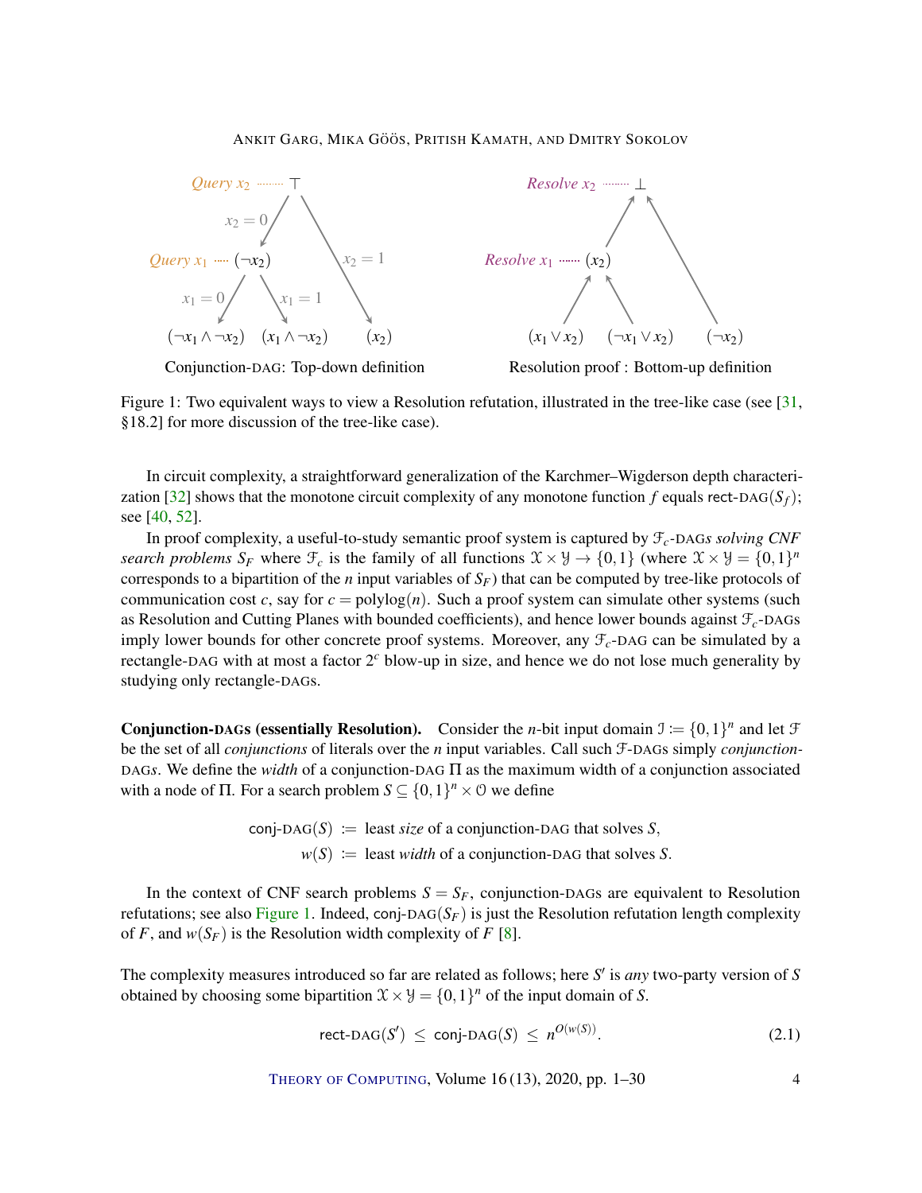Figure 1: Two equivalent ways to view a Resolution refutation, illustrated in the tree-like case (see [31, §18.2] for more discussion of the tree-like case).

In circuit complexity, a straightforward generalization of the Karchmer–Wigderson depth characterization [32] shows that the monotone circuit complexity of any monotone function $f$ equals $\text{rect-DAG}(S_f)$; see [40, 52].

In proof complexity, a useful-to-study semantic proof system is captured by $\mathcal{F}_c$-DAGs *solving CNF search problems* $S_F$ where $\mathcal{F}_c$ is the family of all functions $\mathcal{X} \times \mathcal{Y} \to \{0,1\}$ (where $\mathcal{X} \times \mathcal{Y} = \{0,1\}^n$ corresponds to a bipartition of the $n$ input variables of $S_F$) that can be computed by tree-like protocols of communication cost $c$, say for $c = \text{polylog}(n)$. Such a proof system can simulate other systems (such as Resolution and Cutting Planes with bounded coefficients), and hence lower bounds against $\mathcal{F}_c$-DAGs imply lower bounds for other concrete proof systems. Moreover, any $\mathcal{F}_c$-DAG can be simulated by a rectangle-DAG with at most a factor $2^c$ blow-up in size, and hence we do not lose much generality by studying only rectangle-DAGs.

**Conjunction-DAGs (essentially Resolution).** Consider the $n$-bit input domain $\mathcal{I} := \{0,1\}^n$ and let $\mathcal{F}$ be the set of all *conjunctions* of literals over the $n$ input variables. Call such $\mathcal{F}$-DAGs simply *conjunction-DAGs*. We define the *width* of a conjunction-DAG $\Pi$ as the maximum width of a conjunction associated with a node of $\Pi$. For a search problem $S \subseteq \{0,1\}^n \times \mathcal{O}$ we define

$$\begin{aligned} \text{conj-DAG}(S) &:= \text{ least } \textit{size} \text{ of a conjunction-DAG that solves } S, \\ w(S) &:= \text{ least } \textit{width} \text{ of a conjunction-DAG that solves } S. \end{aligned}$$

In the context of CNF search problems $S = S_F$, conjunction-DAGs are equivalent to Resolution refutations; see also Figure 1. Indeed, $\text{conj-DAG}(S_F)$ is just the Resolution refutation length complexity of $F$, and $w(S_F)$ is the Resolution width complexity of $F$ [8].

The complexity measures introduced so far are related as follows; here $S'$ is *any* two-party version of $S$ obtained by choosing some bipartition $\mathcal{X} \times \mathcal{Y} = \{0,1\}^n$ of the input domain of $S$.

$$\text{rect-DAG}(S') \leq \text{conj-DAG}(S) \leq n^{O(w(S))}. \tag{2.1}$$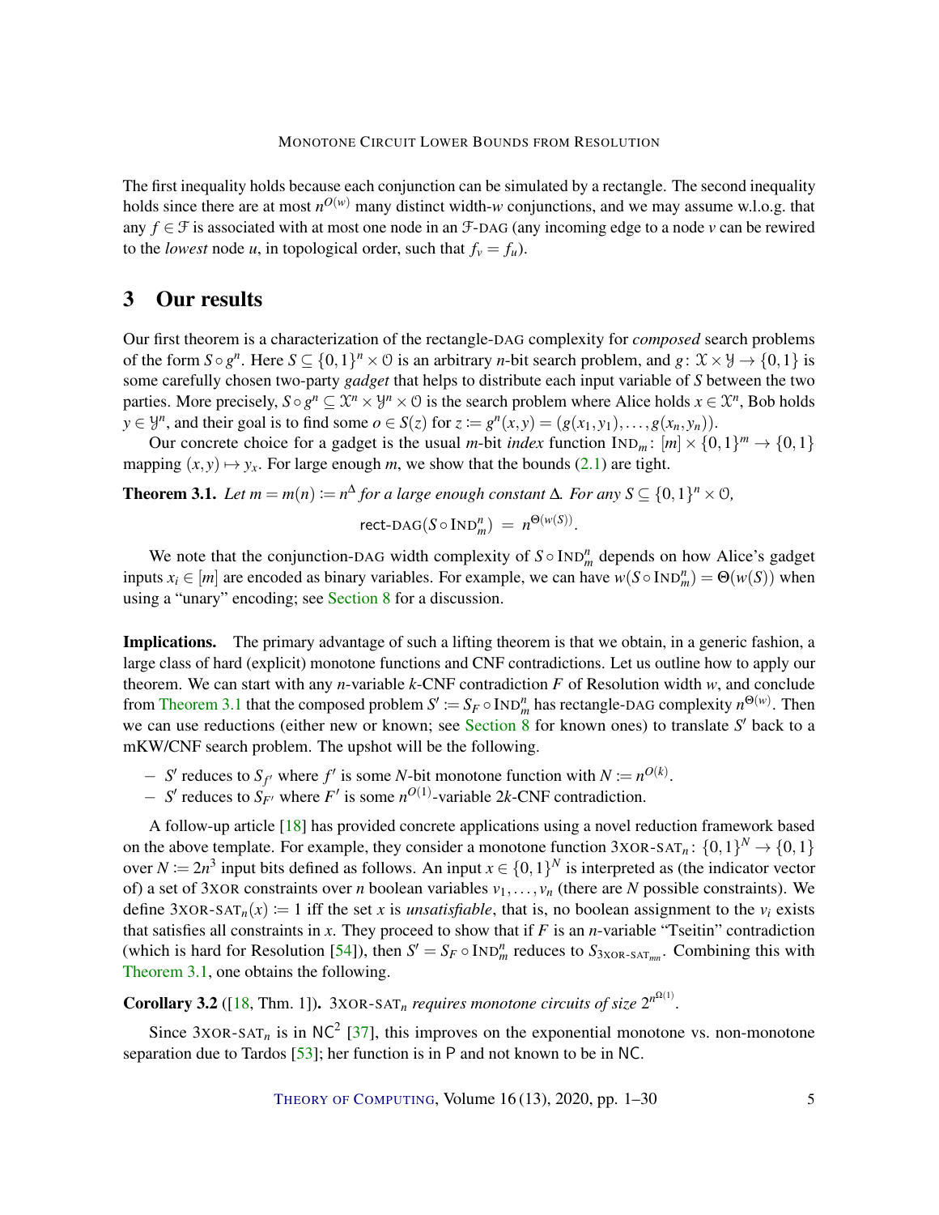The first inequality holds because each conjunction can be simulated by a rectangle. The second inequality holds since there are at most $n^{O(w)}$ many distinct width-$w$ conjunctions, and we may assume w.l.o.g. that any $f \in \mathcal{F}$ is associated with at most one node in an $\mathcal{F}$-DAG (any incoming edge to a node $v$ can be rewired to the *lowest* node $u$, in topological order, such that $f_v = f_u$).

## 3 Our results

Our first theorem is a characterization of the rectangle-DAG complexity for *composed* search problems of the form $S \circ g^n$. Here $S \subseteq \{0,1\}^n \times \mathcal{O}$ is an arbitrary $n$-bit search problem, and $g\colon \mathcal{X} \times \mathcal{Y} \to \{0,1\}$ is some carefully chosen two-party *gadget* that helps to distribute each input variable of $S$ between the two parties. More precisely, $S \circ g^n \subseteq \mathcal{X}^n \times \mathcal{Y}^n \times \mathcal{O}$ is the search problem where Alice holds $x \in \mathcal{X}^n$, Bob holds $y \in \mathcal{Y}^n$, and their goal is to find some $o \in S(z)$ for $z := g^n(x,y) = (g(x_1,y_1),\ldots,g(x_n,y_n))$.

Our concrete choice for a gadget is the usual $m$-bit *index* function $\text{IND}_m\colon [m] \times \{0,1\}^m \to \{0,1\}$ mapping $(x,y) \mapsto y_x$. For large enough $m$, we show that the bounds (2.1) are tight.

**Theorem 3.1.** *Let $m = m(n) := n^\Delta$ for a large enough constant $\Delta$. For any $S \subseteq \{0,1\}^n \times \mathcal{O}$,*

$$\text{rect-DAG}(S \circ \text{IND}_m^n) \;=\; n^{\Theta(w(S))}.$$

We note that the conjunction-DAG width complexity of $S \circ \text{IND}_m^n$ depends on how Alice's gadget inputs $x_i \in [m]$ are encoded as binary variables. For example, we can have $w(S \circ \text{IND}_m^n) = \Theta(w(S))$ when using a "unary" encoding; see Section 8 for a discussion.

**Implications.** The primary advantage of such a lifting theorem is that we obtain, in a generic fashion, a large class of hard (explicit) monotone functions and CNF contradictions. Let us outline how to apply our theorem. We can start with any $n$-variable $k$-CNF contradiction $F$ of Resolution width $w$, and conclude from Theorem 3.1 that the composed problem $S' := S_F \circ \text{IND}_m^n$ has rectangle-DAG complexity $n^{\Theta(w)}$. Then we can use reductions (either new or known; see Section 8 for known ones) to translate $S'$ back to a mKW/CNF search problem. The upshot will be the following.

- $S'$ reduces to $S_{f'}$ where $f'$ is some $N$-bit monotone function with $N := n^{O(k)}$.
- $S'$ reduces to $S_{F'}$ where $F'$ is some $n^{O(1)}$-variable $2k$-CNF contradiction.

A follow-up article [18] has provided concrete applications using a novel reduction framework based on the above template. For example, they consider a monotone function $3\text{XOR-SAT}_n\colon \{0,1\}^N \to \{0,1\}$ over $N := 2n^3$ input bits defined as follows. An input $x \in \{0,1\}^N$ is interpreted as (the indicator vector of) a set of 3XOR constraints over $n$ boolean variables $v_1,\ldots,v_n$ (there are $N$ possible constraints). We define $3\text{XOR-SAT}_n(x) := 1$ iff the set $x$ is *unsatisfiable*, that is, no boolean assignment to the $v_i$ exists that satisfies all constraints in $x$. They proceed to show that if $F$ is an $n$-variable "Tseitin" contradiction (which is hard for Resolution [54]), then $S' = S_F \circ \text{IND}_m^n$ reduces to $S_{3\text{XOR-SAT}_{mn}}$. Combining this with Theorem 3.1, one obtains the following.

**Corollary 3.2** ([18, Thm. 1])**.** *$3\text{XOR-SAT}_n$ requires monotone circuits of size $2^{n^{\Omega(1)}}$.*

Since $3\text{XOR-SAT}_n$ is in $\mathsf{NC}^2$ [37], this improves on the exponential monotone vs. non-monotone separation due to Tardos [53]; her function is in $\mathsf{P}$ and not known to be in $\mathsf{NC}$.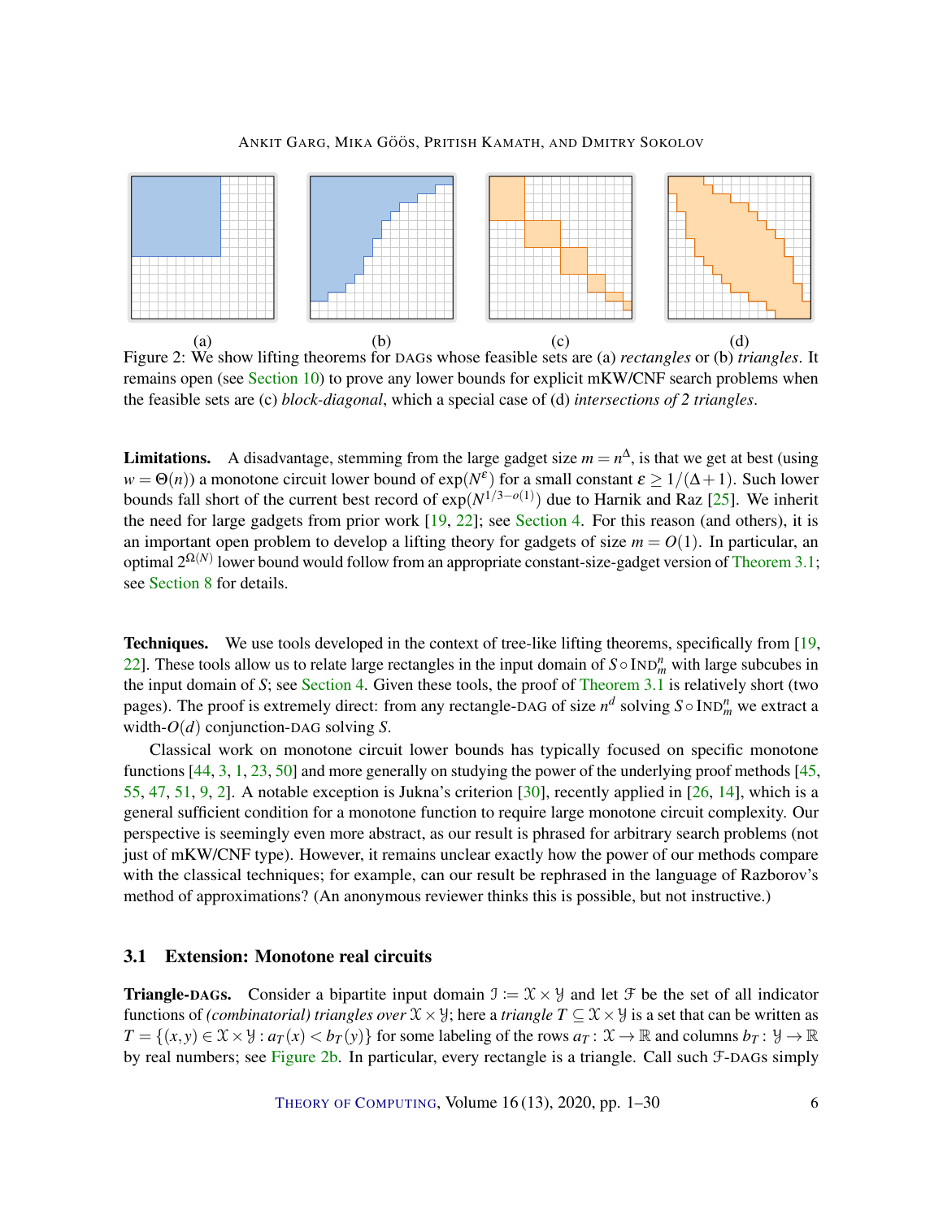(a) (b) (c) (d)

Figure 2: We show lifting theorems for DAGs whose feasible sets are (a) *rectangles* or (b) *triangles*. It remains open (see Section 10) to prove any lower bounds for explicit mKW/CNF search problems when the feasible sets are (c) *block-diagonal*, which a special case of (d) *intersections of 2 triangles*.

**Limitations.** A disadvantage, stemming from the large gadget size $m = n^{\Delta}$, is that we get at best (using $w = \Theta(n)$) a monotone circuit lower bound of $\exp(N^{\varepsilon})$ for a small constant $\varepsilon \geq 1/(\Delta+1)$. Such lower bounds fall short of the current best record of $\exp(N^{1/3-o(1)})$ due to Harnik and Raz [25]. We inherit the need for large gadgets from prior work [19, 22]; see Section 4. For this reason (and others), it is an important open problem to develop a lifting theory for gadgets of size $m = O(1)$. In particular, an optimal $2^{\Omega(N)}$ lower bound would follow from an appropriate constant-size-gadget version of Theorem 3.1; see Section 8 for details.

**Techniques.** We use tools developed in the context of tree-like lifting theorems, specifically from [19, 22]. These tools allow us to relate large rectangles in the input domain of $S \circ \text{IND}_m^n$ with large subcubes in the input domain of $S$; see Section 4. Given these tools, the proof of Theorem 3.1 is relatively short (two pages). The proof is extremely direct: from any rectangle-DAG of size $n^d$ solving $S \circ \text{IND}_m^n$ we extract a width-$O(d)$ conjunction-DAG solving $S$.

Classical work on monotone circuit lower bounds has typically focused on specific monotone functions [44, 3, 1, 23, 50] and more generally on studying the power of the underlying proof methods [45, 55, 47, 51, 9, 2]. A notable exception is Jukna's criterion [30], recently applied in [26, 14], which is a general sufficient condition for a monotone function to require large monotone circuit complexity. Our perspective is seemingly even more abstract, as our result is phrased for arbitrary search problems (not just of mKW/CNF type). However, it remains unclear exactly how the power of our methods compare with the classical techniques; for example, can our result be rephrased in the language of Razborov's method of approximations? (An anonymous reviewer thinks this is possible, but not instructive.)

### 3.1 Extension: Monotone real circuits

**Triangle-DAGs.** Consider a bipartite input domain $\mathcal{I} := \mathcal{X} \times \mathcal{Y}$ and let $\mathcal{F}$ be the set of all indicator functions of *(combinatorial) triangles over* $\mathcal{X} \times \mathcal{Y}$; here a *triangle* $T \subseteq \mathcal{X} \times \mathcal{Y}$ is a set that can be written as $T = \{(x, y) \in \mathcal{X} \times \mathcal{Y} : a_T(x) < b_T(y)\}$ for some labeling of the rows $a_T : \mathcal{X} \to \mathbb{R}$ and columns $b_T : \mathcal{Y} \to \mathbb{R}$ by real numbers; see Figure 2b. In particular, every rectangle is a triangle. Call such $\mathcal{F}$-DAGs simply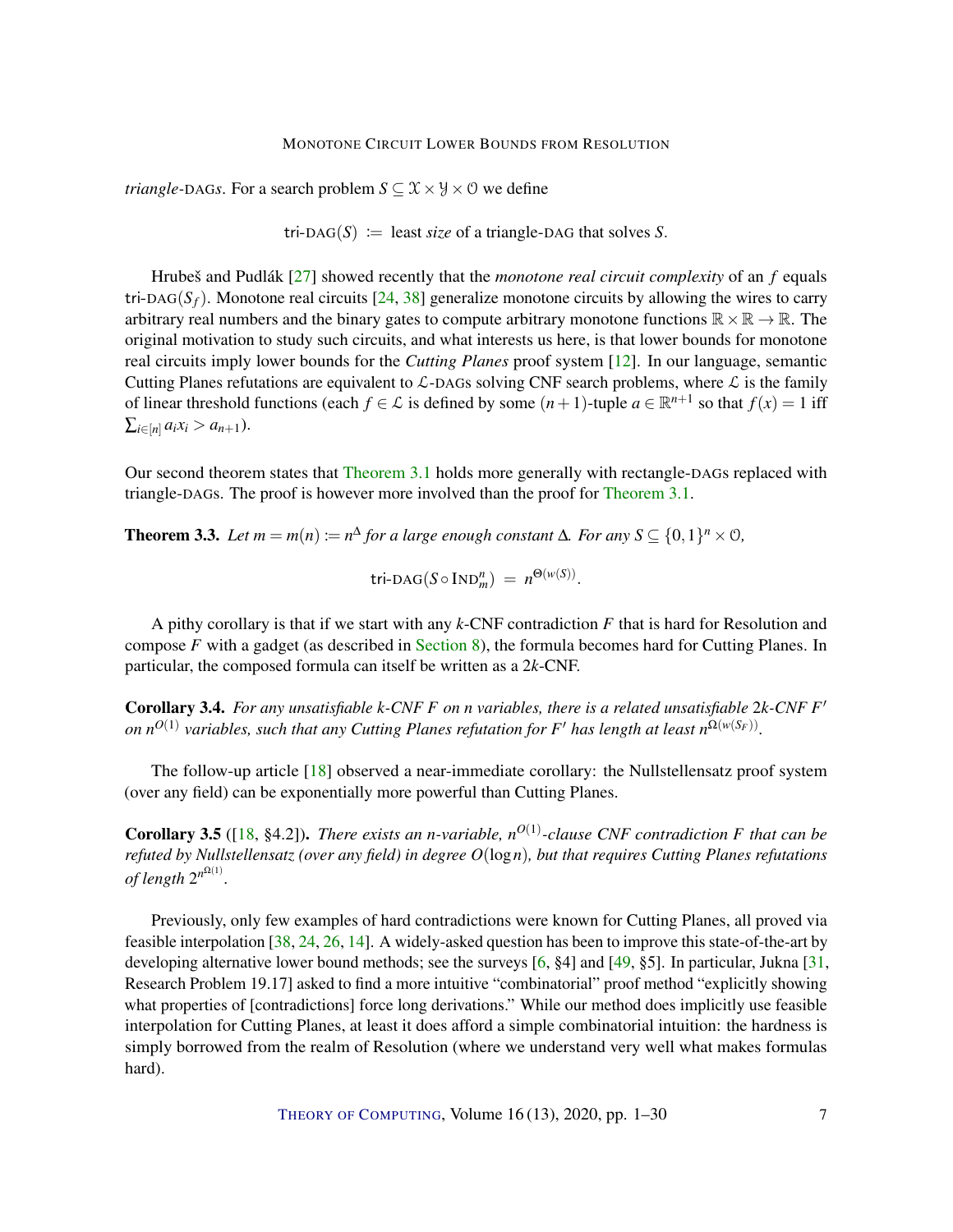*triangle*-DAGs. For a search problem $S \subseteq \mathcal{X} \times \mathcal{Y} \times \mathcal{O}$ we define

$$\text{tri-DAG}(S) := \text{least } \textit{size} \text{ of a triangle-DAG that solves } S.$$

Hrubeš and Pudlák [27] showed recently that the *monotone real circuit complexity* of an $f$ equals $\text{tri-DAG}(S_f)$. Monotone real circuits [24, 38] generalize monotone circuits by allowing the wires to carry arbitrary real numbers and the binary gates to compute arbitrary monotone functions $\mathbb{R} \times \mathbb{R} \to \mathbb{R}$. The original motivation to study such circuits, and what interests us here, is that lower bounds for monotone real circuits imply lower bounds for the *Cutting Planes* proof system [12]. In our language, semantic Cutting Planes refutations are equivalent to $\mathcal{L}$-DAGs solving CNF search problems, where $\mathcal{L}$ is the family of linear threshold functions (each $f \in \mathcal{L}$ is defined by some $(n+1)$-tuple $a \in \mathbb{R}^{n+1}$ so that $f(x) = 1$ iff $\sum_{i \in [n]} a_i x_i > a_{n+1}$).

Our second theorem states that Theorem 3.1 holds more generally with rectangle-DAGs replaced with triangle-DAGs. The proof is however more involved than the proof for Theorem 3.1.

**Theorem 3.3.** *Let $m = m(n) := n^{\Delta}$ for a large enough constant $\Delta$. For any $S \subseteq \{0,1\}^n \times \mathcal{O}$,*

$$\text{tri-DAG}(S \circ \text{IND}_m^n) = n^{\Theta(w(S))}.$$

A pithy corollary is that if we start with any $k$-CNF contradiction $F$ that is hard for Resolution and compose $F$ with a gadget (as described in Section 8), the formula becomes hard for Cutting Planes. In particular, the composed formula can itself be written as a $2k$-CNF.

**Corollary 3.4.** *For any unsatisfiable $k$-CNF $F$ on $n$ variables, there is a related unsatisfiable $2k$-CNF $F'$ on $n^{O(1)}$ variables, such that any Cutting Planes refutation for $F'$ has length at least $n^{\Omega(w(S_F))}$.*

The follow-up article [18] observed a near-immediate corollary: the Nullstellensatz proof system (over any field) can be exponentially more powerful than Cutting Planes.

**Corollary 3.5** ([18, §4.2])**.** *There exists an $n$-variable, $n^{O(1)}$-clause CNF contradiction $F$ that can be refuted by Nullstellensatz (over any field) in degree $O(\log n)$, but that requires Cutting Planes refutations of length $2^{n^{\Omega(1)}}$.*

Previously, only few examples of hard contradictions were known for Cutting Planes, all proved via feasible interpolation [38, 24, 26, 14]. A widely-asked question has been to improve this state-of-the-art by developing alternative lower bound methods; see the surveys [6, §4] and [49, §5]. In particular, Jukna [31, Research Problem 19.17] asked to find a more intuitive "combinatorial" proof method "explicitly showing what properties of [contradictions] force long derivations." While our method does implicitly use feasible interpolation for Cutting Planes, at least it does afford a simple combinatorial intuition: the hardness is simply borrowed from the realm of Resolution (where we understand very well what makes formulas hard).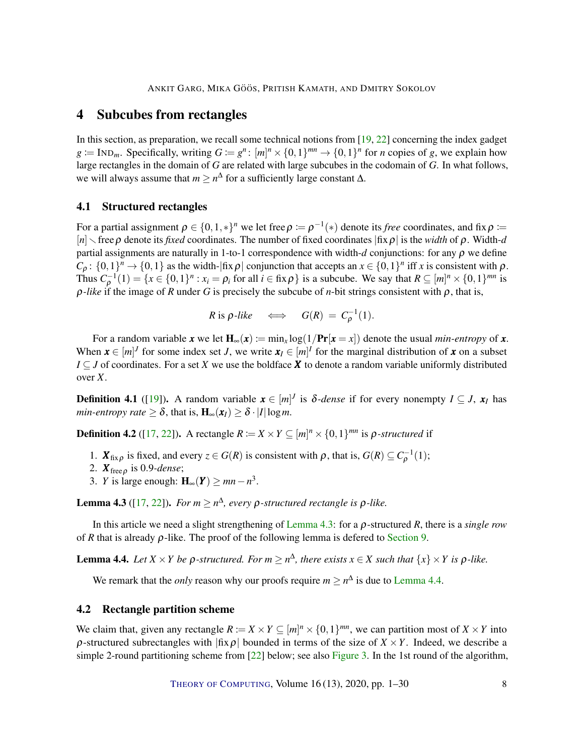# 4 Subcubes from rectangles

In this section, as preparation, we recall some technical notions from [19, 22] concerning the index gadget $g \coloneqq \text{IND}_m$. Specifically, writing $G \coloneqq g^n \colon [m]^n \times \{0,1\}^{mn} \to \{0,1\}^n$ for $n$ copies of $g$, we explain how large rectangles in the domain of $G$ are related with large subcubes in the codomain of $G$. In what follows, we will always assume that $m \geq n^{\Delta}$ for a sufficiently large constant $\Delta$.

## 4.1 Structured rectangles

For a partial assignment $\rho \in \{0,1,*\}^n$ we let $\text{free}\,\rho \coloneqq \rho^{-1}(*)$ denote its *free* coordinates, and $\text{fix}\,\rho \coloneqq [n] \setminus \text{free}\,\rho$ denote its *fixed* coordinates. The number of fixed coordinates $|\text{fix}\,\rho|$ is the *width* of $\rho$. Width-$d$ partial assignments are naturally in 1-to-1 correspondence with width-$d$ conjunctions: for any $\rho$ we define $C_\rho \colon \{0,1\}^n \to \{0,1\}$ as the width-$|\text{fix}\,\rho|$ conjunction that accepts an $x \in \{0,1\}^n$ iff $x$ is consistent with $\rho$. Thus $C_\rho^{-1}(1) = \{x \in \{0,1\}^n : x_i = \rho_i \text{ for all } i \in \text{fix}\,\rho\}$ is a subcube. We say that $R \subseteq [m]^n \times \{0,1\}^{mn}$ is *$\rho$-like* if the image of $R$ under $G$ is precisely the subcube of $n$-bit strings consistent with $\rho$, that is,

$$R \text{ is } \rho\text{-like} \quad \iff \quad G(R) \;=\; C_\rho^{-1}(1).$$

For a random variable $\boldsymbol{x}$ we let $\mathbf{H}_\infty(\boldsymbol{x}) \coloneqq \min_x \log(1/\mathbf{Pr}[\boldsymbol{x} = x])$ denote the usual *min-entropy* of $\boldsymbol{x}$. When $\boldsymbol{x} \in [m]^J$ for some index set $J$, we write $\boldsymbol{x}_I \in [m]^I$ for the marginal distribution of $\boldsymbol{x}$ on a subset $I \subseteq J$ of coordinates. For a set $X$ we use the boldface $\boldsymbol{X}$ to denote a random variable uniformly distributed over $X$.

**Definition 4.1** ([19]). A random variable $\boldsymbol{x} \in [m]^J$ is *$\delta$-dense* if for every nonempty $I \subseteq J$, $\boldsymbol{x}_I$ has *min-entropy rate* $\geq \delta$, that is, $\mathbf{H}_\infty(\boldsymbol{x}_I) \geq \delta \cdot |I| \log m$.

**Definition 4.2** ([17, 22]). A rectangle $R \coloneqq X \times Y \subseteq [m]^n \times \{0,1\}^{mn}$ is *$\rho$-structured* if

1. $\boldsymbol{X}_{\text{fix}\,\rho}$ is fixed, and every $z \in G(R)$ is consistent with $\rho$, that is, $G(R) \subseteq C_\rho^{-1}(1)$;
2. $\boldsymbol{X}_{\text{free}\,\rho}$ is 0.9-*dense*;
3. $Y$ is large enough: $\mathbf{H}_\infty(\boldsymbol{Y}) \geq mn - n^3$.

**Lemma 4.3** ([17, 22]). *For $m \geq n^{\Delta}$, every $\rho$-structured rectangle is $\rho$-like.*

In this article we need a slight strengthening of Lemma 4.3: for a $\rho$-structured $R$, there is a *single row* of $R$ that is already $\rho$-like. The proof of the following lemma is defered to Section 9.

**Lemma 4.4.** *Let $X \times Y$ be $\rho$-structured. For $m \geq n^{\Delta}$, there exists $x \in X$ such that $\{x\} \times Y$ is $\rho$-like.*

We remark that the *only* reason why our proofs require $m \geq n^{\Delta}$ is due to Lemma 4.4.

## 4.2 Rectangle partition scheme

We claim that, given any rectangle $R \coloneqq X \times Y \subseteq [m]^n \times \{0,1\}^{mn}$, we can partition most of $X \times Y$ into $\rho$-structured subrectangles with $|\text{fix}\,\rho|$ bounded in terms of the size of $X \times Y$. Indeed, we describe a simple 2-round partitioning scheme from [22] below; see also Figure 3. In the 1st round of the algorithm,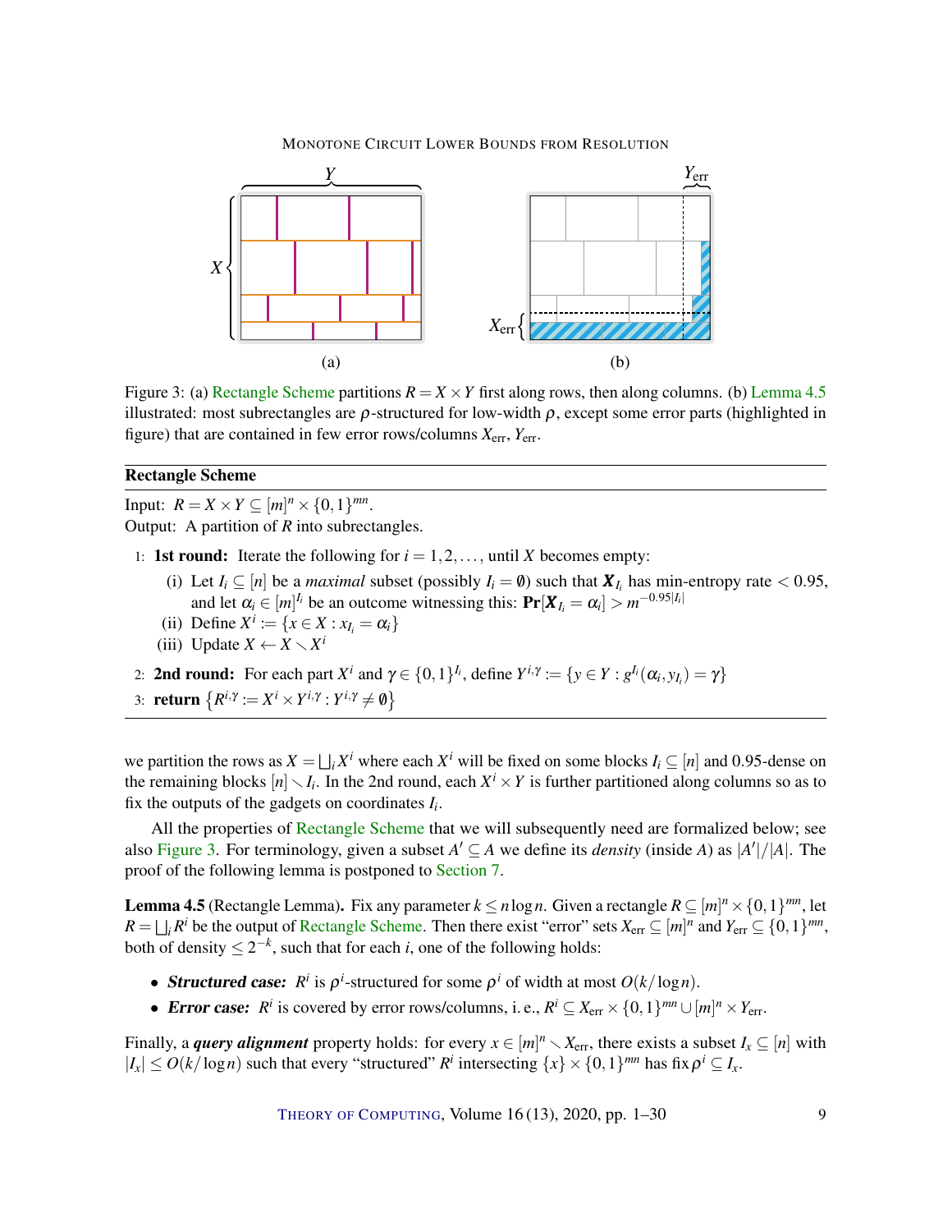Figure 3: (a) Rectangle Scheme partitions $R = X \times Y$ first along rows, then along columns. (b) Lemma 4.5 illustrated: most subrectangles are $\rho$-structured for low-width $\rho$, except some error parts (highlighted in figure) that are contained in few error rows/columns $X_{\text{err}}$, $Y_{\text{err}}$.

---

**Rectangle Scheme**

---

Input: $R = X \times Y \subseteq [m]^n \times \{0,1\}^{mn}$.
Output: A partition of $R$ into subrectangles.

1: **1st round:** Iterate the following for $i = 1, 2, \ldots,$ until $X$ becomes empty:
  (i) Let $I_i \subseteq [n]$ be a *maximal* subset (possibly $I_i = \emptyset$) such that $\boldsymbol{X}_{I_i}$ has min-entropy rate $< 0.95$, and let $\alpha_i \in [m]^{I_i}$ be an outcome witnessing this: $\mathbf{Pr}[\boldsymbol{X}_{I_i} = \alpha_i] > m^{-0.95|I_i|}$
  (ii) Define $X^i := \{x \in X : x_{I_i} = \alpha_i\}$
  (iii) Update $X \leftarrow X \smallsetminus X^i$

2: **2nd round:** For each part $X^i$ and $\gamma \in \{0,1\}^{I_i}$, define $Y^{i,\gamma} := \{y \in Y : g^{I_i}(\alpha_i, y_{I_i}) = \gamma\}$

3: **return** $\{R^{i,\gamma} := X^i \times Y^{i,\gamma} : Y^{i,\gamma} \neq \emptyset\}$

---

we partition the rows as $X = \bigsqcup_i X^i$ where each $X^i$ will be fixed on some blocks $I_i \subseteq [n]$ and 0.95-dense on the remaining blocks $[n] \smallsetminus I_i$. In the 2nd round, each $X^i \times Y$ is further partitioned along columns so as to fix the outputs of the gadgets on coordinates $I_i$.

All the properties of Rectangle Scheme that we will subsequently need are formalized below; see also Figure 3. For terminology, given a subset $A' \subseteq A$ we define its *density* (inside $A$) as $|A'|/|A|$. The proof of the following lemma is postponed to Section 7.

**Lemma 4.5** (Rectangle Lemma)**.** Fix any parameter $k \le n \log n$. Given a rectangle $R \subseteq [m]^n \times \{0,1\}^{mn}$, let $R = \bigsqcup_i R^i$ be the output of Rectangle Scheme. Then there exist "error" sets $X_{\text{err}} \subseteq [m]^n$ and $Y_{\text{err}} \subseteq \{0,1\}^{mn}$, both of density $\le 2^{-k}$, such that for each $i$, one of the following holds:

- ***Structured case:*** $R^i$ is $\rho^i$-structured for some $\rho^i$ of width at most $O(k/\log n)$.
- ***Error case:*** $R^i$ is covered by error rows/columns, i. e., $R^i \subseteq X_{\text{err}} \times \{0,1\}^{mn} \cup [m]^n \times Y_{\text{err}}$.

Finally, a ***query alignment*** property holds: for every $x \in [m]^n \smallsetminus X_{\text{err}}$, there exists a subset $I_x \subseteq [n]$ with $|I_x| \le O(k/\log n)$ such that every "structured" $R^i$ intersecting $\{x\} \times \{0,1\}^{mn}$ has fix $\rho^i \subseteq I_x$.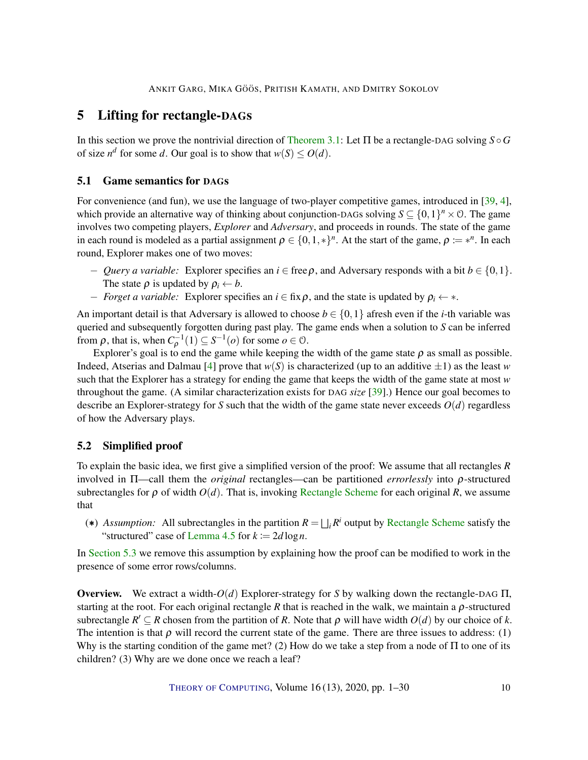## 5 Lifting for rectangle-DAGs

In this section we prove the nontrivial direction of Theorem 3.1: Let $\Pi$ be a rectangle-DAG solving $S \circ G$ of size $n^d$ for some $d$. Our goal is to show that $w(S) \le O(d)$.

### 5.1 Game semantics for DAGs

For convenience (and fun), we use the language of two-player competitive games, introduced in [39, 4], which provide an alternative way of thinking about conjunction-DAGs solving $S \subseteq \{0,1\}^n \times \mathcal{O}$. The game involves two competing players, *Explorer* and *Adversary*, and proceeds in rounds. The state of the game in each round is modeled as a partial assignment $\rho \in \{0,1,*\}^n$. At the start of the game, $\rho := *^n$. In each round, Explorer makes one of two moves:

- *Query a variable:* Explorer specifies an $i \in \operatorname{free} \rho$, and Adversary responds with a bit $b \in \{0,1\}$. The state $\rho$ is updated by $\rho_i \leftarrow b$.
- *Forget a variable:* Explorer specifies an $i \in \operatorname{fix} \rho$, and the state is updated by $\rho_i \leftarrow *$.

An important detail is that Adversary is allowed to choose $b \in \{0,1\}$ afresh even if the $i$-th variable was queried and subsequently forgotten during past play. The game ends when a solution to $S$ can be inferred from $\rho$, that is, when $C_\rho^{-1}(1) \subseteq S^{-1}(o)$ for some $o \in \mathcal{O}$.

Explorer's goal is to end the game while keeping the width of the game state $\rho$ as small as possible. Indeed, Atserias and Dalmau [4] prove that $w(S)$ is characterized (up to an additive $\pm 1$) as the least $w$ such that the Explorer has a strategy for ending the game that keeps the width of the game state at most $w$ throughout the game. (A similar characterization exists for DAG *size* [39].) Hence our goal becomes to describe an Explorer-strategy for $S$ such that the width of the game state never exceeds $O(d)$ regardless of how the Adversary plays.

### 5.2 Simplified proof

To explain the basic idea, we first give a simplified version of the proof: We assume that all rectangles $R$ involved in $\Pi$—call them the *original* rectangles—can be partitioned *errorlessly* into $\rho$-structured subrectangles for $\rho$ of width $O(d)$. That is, invoking Rectangle Scheme for each original $R$, we assume that

(∗) *Assumption:* All subrectangles in the partition $R = \bigsqcup_i R^i$ output by Rectangle Scheme satisfy the "structured" case of Lemma 4.5 for $k := 2d \log n$.

In Section 5.3 we remove this assumption by explaining how the proof can be modified to work in the presence of some error rows/columns.

**Overview.** We extract a width-$O(d)$ Explorer-strategy for $S$ by walking down the rectangle-DAG $\Pi$, starting at the root. For each original rectangle $R$ that is reached in the walk, we maintain a $\rho$-structured subrectangle $R' \subseteq R$ chosen from the partition of $R$. Note that $\rho$ will have width $O(d)$ by our choice of $k$. The intention is that $\rho$ will record the current state of the game. There are three issues to address: (1) Why is the starting condition of the game met? (2) How do we take a step from a node of $\Pi$ to one of its children? (3) Why are we done once we reach a leaf?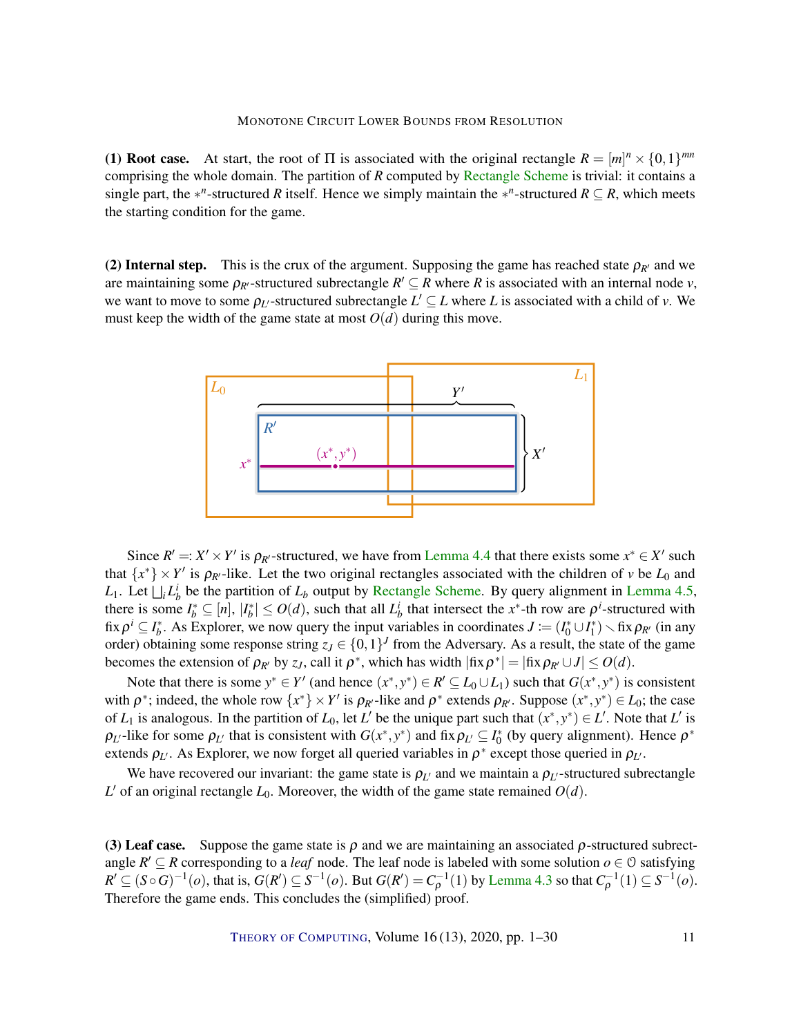**(1) Root case.** At start, the root of $\Pi$ is associated with the original rectangle $R = [m]^n \times \{0,1\}^{mn}$ comprising the whole domain. The partition of $R$ computed by Rectangle Scheme is trivial: it contains a single part, the $*^n$-structured $R$ itself. Hence we simply maintain the $*^n$-structured $R \subseteq R$, which meets the starting condition for the game.

**(2) Internal step.** This is the crux of the argument. Supposing the game has reached state $\rho_{R'}$ and we are maintaining some $\rho_{R'}$-structured subrectangle $R' \subseteq R$ where $R$ is associated with an internal node $v$, we want to move to some $\rho_{L'}$-structured subrectangle $L' \subseteq L$ where $L$ is associated with a child of $v$. We must keep the width of the game state at most $O(d)$ during this move.

Since $R' =: X' \times Y'$ is $\rho_{R'}$-structured, we have from Lemma 4.4 that there exists some $x^* \in X'$ such that $\{x^*\} \times Y'$ is $\rho_{R'}$-like. Let the two original rectangles associated with the children of $v$ be $L_0$ and $L_1$. Let $\bigsqcup_i L_b^i$ be the partition of $L_b$ output by Rectangle Scheme. By query alignment in Lemma 4.5, there is some $I_b^* \subseteq [n]$, $|I_b^*| \leq O(d)$, such that all $L_b^i$ that intersect the $x^*$-th row are $\rho^i$-structured with $\operatorname{fix} \rho^i \subseteq I_b^*$. As Explorer, we now query the input variables in coordinates $J := (I_0^* \cup I_1^*) \smallsetminus \operatorname{fix} \rho_{R'}$ (in any order) obtaining some response string $z_J \in \{0,1\}^J$ from the Adversary. As a result, the state of the game becomes the extension of $\rho_{R'}$ by $z_J$, call it $\rho^*$, which has width $|\operatorname{fix} \rho^*| = |\operatorname{fix} \rho_{R'} \cup J| \leq O(d)$.

Note that there is some $y^* \in Y'$ (and hence $(x^*, y^*) \in R' \subseteq L_0 \cup L_1$) such that $G(x^*, y^*)$ is consistent with $\rho^*$; indeed, the whole row $\{x^*\} \times Y'$ is $\rho_{R'}$-like and $\rho^*$ extends $\rho_{R'}$. Suppose $(x^*, y^*) \in L_0$; the case of $L_1$ is analogous. In the partition of $L_0$, let $L'$ be the unique part such that $(x^*, y^*) \in L'$. Note that $L'$ is $\rho_{L'}$-like for some $\rho_{L'}$ that is consistent with $G(x^*, y^*)$ and $\operatorname{fix} \rho_{L'} \subseteq I_0^*$ (by query alignment). Hence $\rho^*$ extends $\rho_{L'}$. As Explorer, we now forget all queried variables in $\rho^*$ except those queried in $\rho_{L'}$.

We have recovered our invariant: the game state is $\rho_{L'}$ and we maintain a $\rho_{L'}$-structured subrectangle $L'$ of an original rectangle $L_0$. Moreover, the width of the game state remained $O(d)$.

**(3) Leaf case.** Suppose the game state is $\rho$ and we are maintaining an associated $\rho$-structured subrectangle $R' \subseteq R$ corresponding to a *leaf* node. The leaf node is labeled with some solution $o \in \mathcal{O}$ satisfying $R' \subseteq (S \circ G)^{-1}(o)$, that is, $G(R') \subseteq S^{-1}(o)$. But $G(R') = C_\rho^{-1}(1)$ by Lemma 4.3 so that $C_\rho^{-1}(1) \subseteq S^{-1}(o)$. Therefore the game ends. This concludes the (simplified) proof.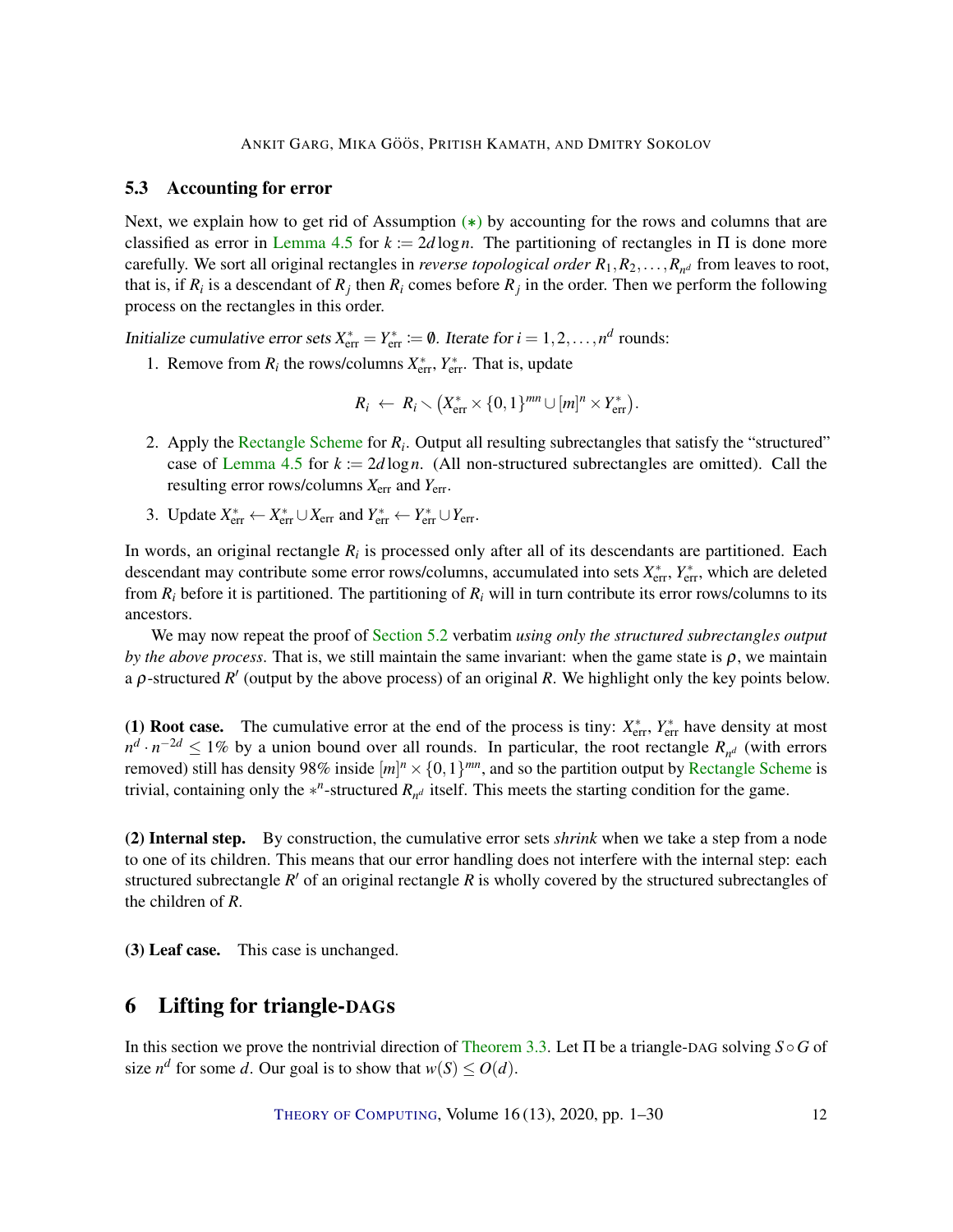### 5.3 Accounting for error

Next, we explain how to get rid of Assumption $(*)$ by accounting for the rows and columns that are classified as error in Lemma 4.5 for $k := 2d \log n$. The partitioning of rectangles in $\Pi$ is done more carefully. We sort all original rectangles in *reverse topological order* $R_1, R_2, \ldots, R_{n^d}$ from leaves to root, that is, if $R_i$ is a descendant of $R_j$ then $R_i$ comes before $R_j$ in the order. Then we perform the following process on the rectangles in this order.

*Initialize cumulative error sets* $X^*_{\text{err}} = Y^*_{\text{err}} := \emptyset$*. Iterate for* $i = 1, 2, \ldots, n^d$ rounds:

1. Remove from $R_i$ the rows/columns $X^*_{\text{err}}$, $Y^*_{\text{err}}$. That is, update
$$R_i \;\leftarrow\; R_i \smallsetminus \left(X^*_{\text{err}} \times \{0,1\}^{mn} \cup [m]^n \times Y^*_{\text{err}}\right).$$
2. Apply the Rectangle Scheme for $R_i$. Output all resulting subrectangles that satisfy the "structured" case of Lemma 4.5 for $k := 2d \log n$. (All non-structured subrectangles are omitted). Call the resulting error rows/columns $X_{\text{err}}$ and $Y_{\text{err}}$.
3. Update $X^*_{\text{err}} \leftarrow X^*_{\text{err}} \cup X_{\text{err}}$ and $Y^*_{\text{err}} \leftarrow Y^*_{\text{err}} \cup Y_{\text{err}}$.

In words, an original rectangle $R_i$ is processed only after all of its descendants are partitioned. Each descendant may contribute some error rows/columns, accumulated into sets $X^*_{\text{err}}$, $Y^*_{\text{err}}$, which are deleted from $R_i$ before it is partitioned. The partitioning of $R_i$ will in turn contribute its error rows/columns to its ancestors.

We may now repeat the proof of Section 5.2 verbatim *using only the structured subrectangles output by the above process*. That is, we still maintain the same invariant: when the game state is $\rho$, we maintain a $\rho$-structured $R'$ (output by the above process) of an original $R$. We highlight only the key points below.

**(1) Root case.** The cumulative error at the end of the process is tiny: $X^*_{\text{err}}$, $Y^*_{\text{err}}$ have density at most $n^d \cdot n^{-2d} \leq 1\%$ by a union bound over all rounds. In particular, the root rectangle $R_{n^d}$ (with errors removed) still has density 98% inside $[m]^n \times \{0,1\}^{mn}$, and so the partition output by Rectangle Scheme is trivial, containing only the $*^n$-structured $R_{n^d}$ itself. This meets the starting condition for the game.

**(2) Internal step.** By construction, the cumulative error sets *shrink* when we take a step from a node to one of its children. This means that our error handling does not interfere with the internal step: each structured subrectangle $R'$ of an original rectangle $R$ is wholly covered by the structured subrectangles of the children of $R$.

**(3) Leaf case.** This case is unchanged.

## 6 Lifting for triangle-DAGs

In this section we prove the nontrivial direction of Theorem 3.3. Let $\Pi$ be a triangle-DAG solving $S \circ G$ of size $n^d$ for some $d$. Our goal is to show that $w(S) \leq O(d)$.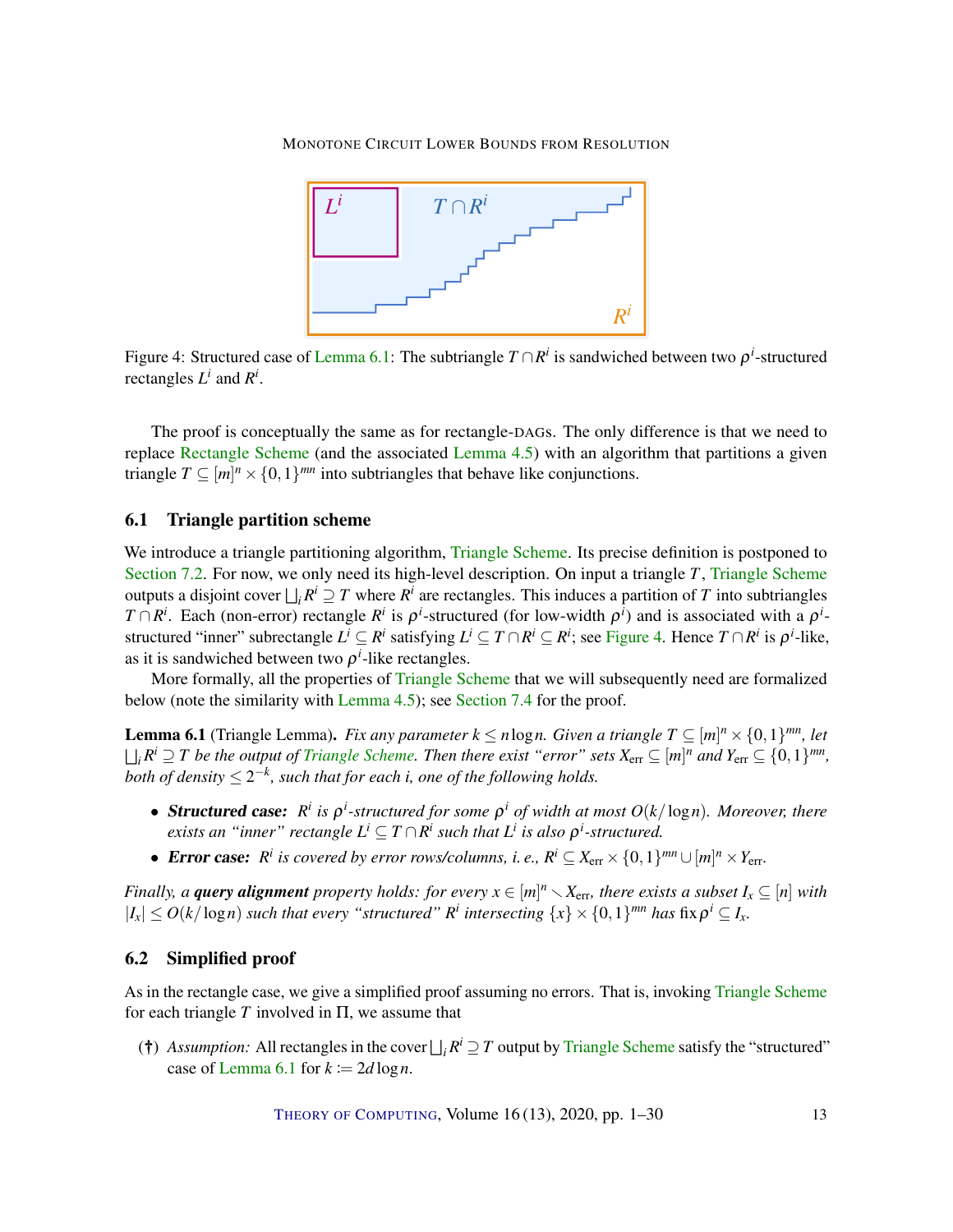Figure 4: Structured case of Lemma 6.1: The subtriangle $T \cap R^i$ is sandwiched between two $\rho^i$-structured rectangles $L^i$ and $R^i$.

The proof is conceptually the same as for rectangle-DAGs. The only difference is that we need to replace Rectangle Scheme (and the associated Lemma 4.5) with an algorithm that partitions a given triangle $T \subseteq [m]^n \times \{0,1\}^{mn}$ into subtriangles that behave like conjunctions.

## 6.1 Triangle partition scheme

We introduce a triangle partitioning algorithm, Triangle Scheme. Its precise definition is postponed to Section 7.2. For now, we only need its high-level description. On input a triangle $T$, Triangle Scheme outputs a disjoint cover $\bigsqcup_i R^i \supseteq T$ where $R^i$ are rectangles. This induces a partition of $T$ into subtriangles $T \cap R^i$. Each (non-error) rectangle $R^i$ is $\rho^i$-structured (for low-width $\rho^i$) and is associated with a $\rho^i$-structured "inner" subrectangle $L^i \subseteq R^i$ satisfying $L^i \subseteq T \cap R^i \subseteq R^i$; see Figure 4. Hence $T \cap R^i$ is $\rho^i$-like, as it is sandwiched between two $\rho^i$-like rectangles.

More formally, all the properties of Triangle Scheme that we will subsequently need are formalized below (note the similarity with Lemma 4.5); see Section 7.4 for the proof.

**Lemma 6.1** (Triangle Lemma). *Fix any parameter $k \leq n \log n$. Given a triangle $T \subseteq [m]^n \times \{0,1\}^{mn}$, let $\bigsqcup_i R^i \supseteq T$ be the output of Triangle Scheme. Then there exist "error" sets $X_{\text{err}} \subseteq [m]^n$ and $Y_{\text{err}} \subseteq \{0,1\}^{mn}$, both of density $\leq 2^{-k}$, such that for each $i$, one of the following holds.*

- ***Structured case:*** *$R^i$ is $\rho^i$-structured for some $\rho^i$ of width at most $O(k/\log n)$. Moreover, there exists an "inner" rectangle $L^i \subseteq T \cap R^i$ such that $L^i$ is also $\rho^i$-structured.*
- ***Error case:*** *$R^i$ is covered by error rows/columns, i. e., $R^i \subseteq X_{\text{err}} \times \{0,1\}^{mn} \cup [m]^n \times Y_{\text{err}}$.*

*Finally, a **query alignment** property holds: for every $x \in [m]^n \smallsetminus X_{\text{err}}$, there exists a subset $I_x \subseteq [n]$ with $|I_x| \leq O(k/\log n)$ such that every "structured" $R^i$ intersecting $\{x\} \times \{0,1\}^{mn}$ has $\operatorname{fix} \rho^i \subseteq I_x$.*

## 6.2 Simplified proof

As in the rectangle case, we give a simplified proof assuming no errors. That is, invoking Triangle Scheme for each triangle $T$ involved in $\Pi$, we assume that

(†) *Assumption:* All rectangles in the cover $\bigsqcup_i R^i \supseteq T$ output by Triangle Scheme satisfy the "structured" case of Lemma 6.1 for $k := 2d \log n$.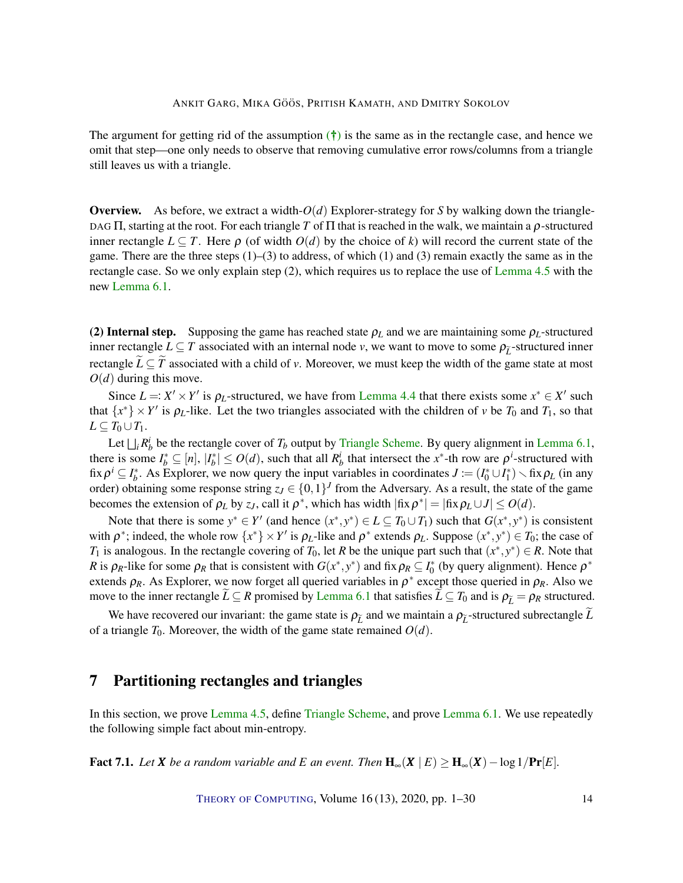The argument for getting rid of the assumption (†) is the same as in the rectangle case, and hence we omit that step—one only needs to observe that removing cumulative error rows/columns from a triangle still leaves us with a triangle.

**Overview.** As before, we extract a width-$O(d)$ Explorer-strategy for $S$ by walking down the triangle-DAG $\Pi$, starting at the root. For each triangle $T$ of $\Pi$ that is reached in the walk, we maintain a $\rho$-structured inner rectangle $L \subseteq T$. Here $\rho$ (of width $O(d)$ by the choice of $k$) will record the current state of the game. There are the three steps (1)–(3) to address, of which (1) and (3) remain exactly the same as in the rectangle case. So we only explain step (2), which requires us to replace the use of Lemma 4.5 with the new Lemma 6.1.

**(2) Internal step.** Supposing the game has reached state $\rho_L$ and we are maintaining some $\rho_L$-structured inner rectangle $L \subseteq T$ associated with an internal node $v$, we want to move to some $\rho_{\widetilde{L}}$-structured inner rectangle $\widetilde{L} \subseteq \widetilde{T}$ associated with a child of $v$. Moreover, we must keep the width of the game state at most $O(d)$ during this move.

Since $L =: X' \times Y'$ is $\rho_L$-structured, we have from Lemma 4.4 that there exists some $x^* \in X'$ such that $\{x^*\} \times Y'$ is $\rho_L$-like. Let the two triangles associated with the children of $v$ be $T_0$ and $T_1$, so that $L \subseteq T_0 \cup T_1$.

Let $\bigsqcup_i R_b^i$ be the rectangle cover of $T_b$ output by Triangle Scheme. By query alignment in Lemma 6.1, there is some $I_b^* \subseteq [n]$, $|I_b^*| \leq O(d)$, such that all $R_b^i$ that intersect the $x^*$-th row are $\rho^i$-structured with $\operatorname{fix} \rho^i \subseteq I_b^*$. As Explorer, we now query the input variables in coordinates $J := (I_0^* \cup I_1^*) \smallsetminus \operatorname{fix} \rho_L$ (in any order) obtaining some response string $z_J \in \{0,1\}^J$ from the Adversary. As a result, the state of the game becomes the extension of $\rho_L$ by $z_J$, call it $\rho^*$, which has width $|\operatorname{fix} \rho^*| = |\operatorname{fix} \rho_L \cup J| \leq O(d)$.

Note that there is some $y^* \in Y'$ (and hence $(x^*, y^*) \in L \subseteq T_0 \cup T_1$) such that $G(x^*, y^*)$ is consistent with $\rho^*$; indeed, the whole row $\{x^*\} \times Y'$ is $\rho_L$-like and $\rho^*$ extends $\rho_L$. Suppose $(x^*, y^*) \in T_0$; the case of $T_1$ is analogous. In the rectangle covering of $T_0$, let $R$ be the unique part such that $(x^*, y^*) \in R$. Note that $R$ is $\rho_R$-like for some $\rho_R$ that is consistent with $G(x^*, y^*)$ and $\operatorname{fix} \rho_R \subseteq I_0^*$ (by query alignment). Hence $\rho^*$ extends $\rho_R$. As Explorer, we now forget all queried variables in $\rho^*$ except those queried in $\rho_R$. Also we move to the inner rectangle $\widetilde{L} \subseteq R$ promised by Lemma 6.1 that satisfies $\widetilde{L} \subseteq T_0$ and is $\rho_{\widetilde{L}} = \rho_R$ structured.

We have recovered our invariant: the game state is $\rho_{\widetilde{L}}$ and we maintain a $\rho_{\widetilde{L}}$-structured subrectangle $\widetilde{L}$ of a triangle $T_0$. Moreover, the width of the game state remained $O(d)$.

# 7 Partitioning rectangles and triangles

In this section, we prove Lemma 4.5, define Triangle Scheme, and prove Lemma 6.1. We use repeatedly the following simple fact about min-entropy.

**Fact 7.1.** *Let $\boldsymbol{X}$ be a random variable and $E$ an event. Then $\mathbf{H}_\infty(\boldsymbol{X} \mid E) \geq \mathbf{H}_\infty(\boldsymbol{X}) - \log 1/\mathbf{Pr}[E]$.*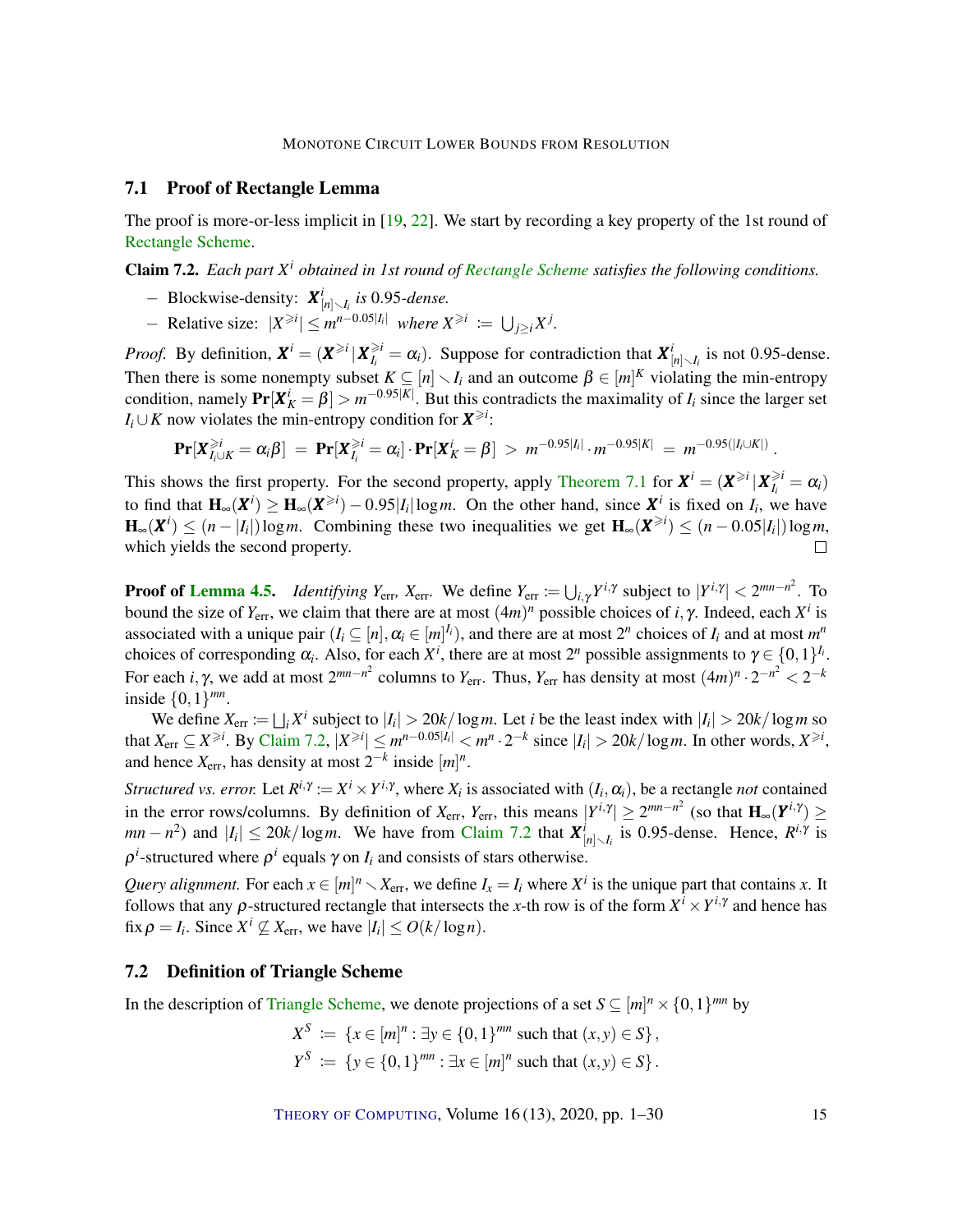## 7.1 Proof of Rectangle Lemma

The proof is more-or-less implicit in [19, 22]. We start by recording a key property of the 1st round of Rectangle Scheme.

**Claim 7.2.** *Each part $X^i$ obtained in 1st round of Rectangle Scheme satisfies the following conditions.*

- Blockwise-density: $\boldsymbol{X}^i_{[n]\smallsetminus I_i}$ *is* 0.95*-dense.*
- Relative size: $|X^{\geqslant i}| \leq m^{n-0.05|I_i|}$ *where* $X^{\geqslant i} := \bigcup_{j\geq i} X^j$.

*Proof.* By definition, $\boldsymbol{X}^i = (\boldsymbol{X}^{\geqslant i} \,|\, \boldsymbol{X}^{\geqslant i}_{I_i} = \alpha_i)$. Suppose for contradiction that $\boldsymbol{X}^i_{[n]\smallsetminus I_i}$ is not 0.95-dense. Then there is some nonempty subset $K \subseteq [n] \smallsetminus I_i$ and an outcome $\beta \in [m]^K$ violating the min-entropy condition, namely $\mathbf{Pr}[\boldsymbol{X}^i_K = \beta] > m^{-0.95|K|}$. But this contradicts the maximality of $I_i$ since the larger set $I_i \cup K$ now violates the min-entropy condition for $\boldsymbol{X}^{\geqslant i}$:

$$\mathbf{Pr}[\boldsymbol{X}^{\geqslant i}_{I_i\cup K} = \alpha_i\beta] \;=\; \mathbf{Pr}[\boldsymbol{X}^{\geqslant i}_{I_i} = \alpha_i]\cdot\mathbf{Pr}[\boldsymbol{X}^i_K = \beta] \;>\; m^{-0.95|I_i|}\cdot m^{-0.95|K|} \;=\; m^{-0.95(|I_i\cup K|)}\,.$$

This shows the first property. For the second property, apply Theorem 7.1 for $\boldsymbol{X}^i = (\boldsymbol{X}^{\geqslant i} \,|\, \boldsymbol{X}^{\geqslant i}_{I_i} = \alpha_i)$ to find that $\mathbf{H}_\infty(\boldsymbol{X}^i) \geq \mathbf{H}_\infty(\boldsymbol{X}^{\geqslant i}) - 0.95|I_i|\log m$. On the other hand, since $\boldsymbol{X}^i$ is fixed on $I_i$, we have $\mathbf{H}_\infty(\boldsymbol{X}^i) \leq (n-|I_i|)\log m$. Combining these two inequalities we get $\mathbf{H}_\infty(\boldsymbol{X}^{\geqslant i}) \leq (n-0.05|I_i|)\log m$, which yields the second property. ☐

**Proof of Lemma 4.5.** *Identifying $Y_{\text{err}}$, $X_{\text{err}}$.* We define $Y_{\text{err}} := \bigcup_{i,\gamma} Y^{i,\gamma}$ subject to $|Y^{i,\gamma}| < 2^{mn-n^2}$. To bound the size of $Y_{\text{err}}$, we claim that there are at most $(4m)^n$ possible choices of $i,\gamma$. Indeed, each $X^i$ is associated with a unique pair $(I_i \subseteq [n], \alpha_i \in [m]^{I_i})$, and there are at most $2^n$ choices of $I_i$ and at most $m^n$ choices of corresponding $\alpha_i$. Also, for each $X^i$, there are at most $2^n$ possible assignments to $\gamma \in \{0,1\}^{I_i}$. For each $i,\gamma$, we add at most $2^{mn-n^2}$ columns to $Y_{\text{err}}$. Thus, $Y_{\text{err}}$ has density at most $(4m)^n \cdot 2^{-n^2} < 2^{-k}$ inside $\{0,1\}^{mn}$.

We define $X_{\text{err}} := \bigsqcup_i X^i$ subject to $|I_i| > 20k/\log m$. Let $i$ be the least index with $|I_i| > 20k/\log m$ so that $X_{\text{err}} \subseteq X^{\geqslant i}$. By Claim 7.2, $|X^{\geqslant i}| \leq m^{n-0.05|I_i|} < m^n \cdot 2^{-k}$ since $|I_i| > 20k/\log m$. In other words, $X^{\geqslant i}$, and hence $X_{\text{err}}$, has density at most $2^{-k}$ inside $[m]^n$.

*Structured vs. error.* Let $R^{i,\gamma} := X^i \times Y^{i,\gamma}$, where $X_i$ is associated with $(I_i,\alpha_i)$, be a rectangle *not* contained in the error rows/columns. By definition of $X_{\text{err}}$, $Y_{\text{err}}$, this means $|Y^{i,\gamma}| \geq 2^{mn-n^2}$ (so that $\mathbf{H}_\infty(\boldsymbol{Y}^{i,\gamma}) \geq mn-n^2$) and $|I_i| \leq 20k/\log m$. We have from Claim 7.2 that $\boldsymbol{X}^i_{[n]\smallsetminus I_i}$ is 0.95-dense. Hence, $R^{i,\gamma}$ is $\rho^i$-structured where $\rho^i$ equals $\gamma$ on $I_i$ and consists of stars otherwise.

*Query alignment.* For each $x \in [m]^n \smallsetminus X_{\text{err}}$, we define $I_x = I_i$ where $X^i$ is the unique part that contains $x$. It follows that any $\rho$-structured rectangle that intersects the $x$-th row is of the form $X^i \times Y^{i,\gamma}$ and hence has fix $\rho = I_i$. Since $X^i \not\subseteq X_{\text{err}}$, we have $|I_i| \leq O(k/\log n)$.

## 7.2 Definition of Triangle Scheme

In the description of Triangle Scheme, we denote projections of a set $S \subseteq [m]^n \times \{0,1\}^{mn}$ by

$$X^S := \{x \in [m]^n : \exists y \in \{0,1\}^{mn} \text{ such that } (x,y) \in S\}\,,$$
$$Y^S := \{y \in \{0,1\}^{mn} : \exists x \in [m]^n \text{ such that } (x,y) \in S\}\,.$$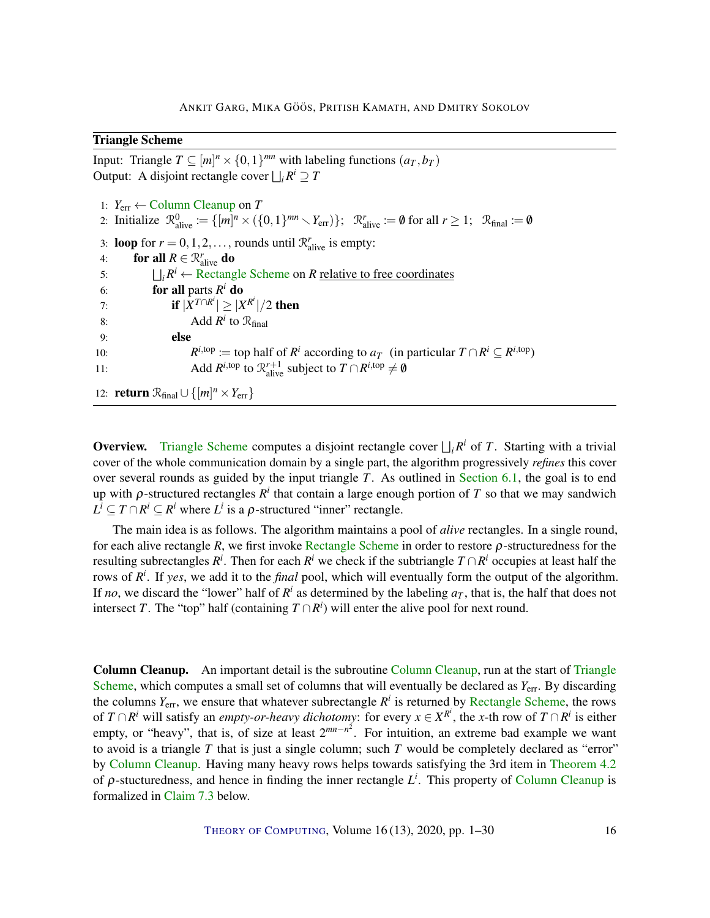**Triangle Scheme**

Input: Triangle $T \subseteq [m]^n \times \{0,1\}^{mn}$ with labeling functions $(a_T, b_T)$
Output: A disjoint rectangle cover $\bigsqcup_i R^i \supseteq T$

1: $Y_{\text{err}} \leftarrow$ Column Cleanup on $T$
2: Initialize $\mathcal{R}^0_{\text{alive}} := \{[m]^n \times (\{0,1\}^{mn} \smallsetminus Y_{\text{err}})\}$; $\mathcal{R}^r_{\text{alive}} := \emptyset$ for all $r \geq 1$; $\mathcal{R}_{\text{final}} := \emptyset$
3: **loop** for $r = 0, 1, 2, \ldots,$ rounds until $\mathcal{R}^r_{\text{alive}}$ is empty:
4: &nbsp;&nbsp;&nbsp;&nbsp;**for all** $R \in \mathcal{R}^r_{\text{alive}}$ **do**
5: &nbsp;&nbsp;&nbsp;&nbsp;&nbsp;&nbsp;&nbsp;&nbsp;$\bigsqcup_i R^i \leftarrow$ Rectangle Scheme on $R$ relative to free coordinates
6: &nbsp;&nbsp;&nbsp;&nbsp;&nbsp;&nbsp;&nbsp;&nbsp;**for all** parts $R^i$ **do**
7: &nbsp;&nbsp;&nbsp;&nbsp;&nbsp;&nbsp;&nbsp;&nbsp;&nbsp;&nbsp;&nbsp;&nbsp;**if** $|X^{T \cap R^i}| \geq |X^{R^i}|/2$ **then**
8: &nbsp;&nbsp;&nbsp;&nbsp;&nbsp;&nbsp;&nbsp;&nbsp;&nbsp;&nbsp;&nbsp;&nbsp;&nbsp;&nbsp;&nbsp;&nbsp;Add $R^i$ to $\mathcal{R}_{\text{final}}$
9: &nbsp;&nbsp;&nbsp;&nbsp;&nbsp;&nbsp;&nbsp;&nbsp;&nbsp;&nbsp;&nbsp;&nbsp;**else**
10: &nbsp;&nbsp;&nbsp;&nbsp;&nbsp;&nbsp;&nbsp;&nbsp;&nbsp;&nbsp;&nbsp;&nbsp;&nbsp;&nbsp;&nbsp;&nbsp;$R^{i,\text{top}} :=$ top half of $R^i$ according to $a_T$ (in particular $T \cap R^i \subseteq R^{i,\text{top}}$)
11: &nbsp;&nbsp;&nbsp;&nbsp;&nbsp;&nbsp;&nbsp;&nbsp;&nbsp;&nbsp;&nbsp;&nbsp;&nbsp;&nbsp;&nbsp;&nbsp;Add $R^{i,\text{top}}$ to $\mathcal{R}^{r+1}_{\text{alive}}$ subject to $T \cap R^{i,\text{top}} \neq \emptyset$
12: **return** $\mathcal{R}_{\text{final}} \cup \{[m]^n \times Y_{\text{err}}\}$

**Overview.** Triangle Scheme computes a disjoint rectangle cover $\bigsqcup_i R^i$ of $T$. Starting with a trivial cover of the whole communication domain by a single part, the algorithm progressively *refines* this cover over several rounds as guided by the input triangle $T$. As outlined in Section 6.1, the goal is to end up with $\rho$-structured rectangles $R^i$ that contain a large enough portion of $T$ so that we may sandwich $L^i \subseteq T \cap R^i \subseteq R^i$ where $L^i$ is a $\rho$-structured "inner" rectangle.

The main idea is as follows. The algorithm maintains a pool of *alive* rectangles. In a single round, for each alive rectangle $R$, we first invoke Rectangle Scheme in order to restore $\rho$-structuredness for the resulting subrectangles $R^i$. Then for each $R^i$ we check if the subtriangle $T \cap R^i$ occupies at least half the rows of $R^i$. If *yes*, we add it to the *final* pool, which will eventually form the output of the algorithm. If *no*, we discard the "lower" half of $R^i$ as determined by the labeling $a_T$, that is, the half that does not intersect $T$. The "top" half (containing $T \cap R^i$) will enter the alive pool for next round.

**Column Cleanup.** An important detail is the subroutine Column Cleanup, run at the start of Triangle Scheme, which computes a small set of columns that will eventually be declared as $Y_{\text{err}}$. By discarding the columns $Y_{\text{err}}$, we ensure that whatever subrectangle $R^i$ is returned by Rectangle Scheme, the rows of $T \cap R^i$ will satisfy an *empty-or-heavy dichotomy*: for every $x \in X^{R^i}$, the $x$-th row of $T \cap R^i$ is either empty, or "heavy", that is, of size at least $2^{mn-n^2}$. For intuition, an extreme bad example we want to avoid is a triangle $T$ that is just a single column; such $T$ would be completely declared as "error" by Column Cleanup. Having many heavy rows helps towards satisfying the 3rd item in Theorem 4.2 of $\rho$-stucturedness, and hence in finding the inner rectangle $L^i$. This property of Column Cleanup is formalized in Claim 7.3 below.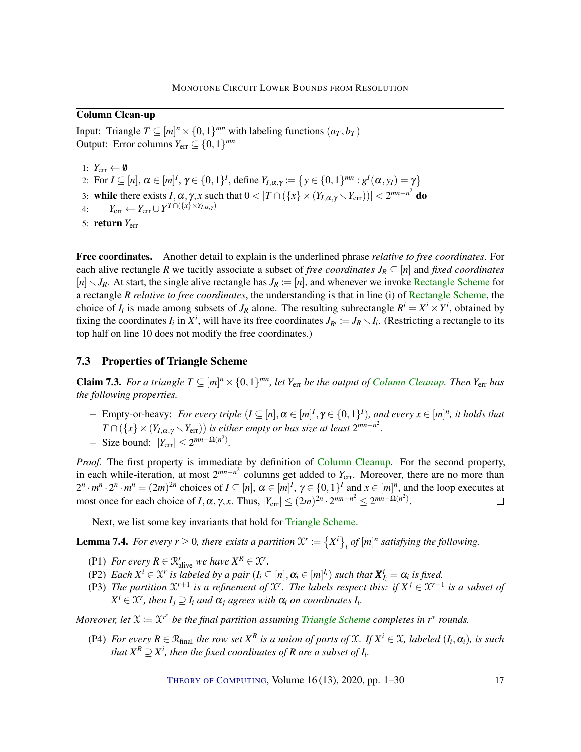**Column Clean-up**

Input: Triangle $T \subseteq [m]^n \times \{0,1\}^{mn}$ with labeling functions $(a_T, b_T)$
Output: Error columns $Y_{\text{err}} \subseteq \{0,1\}^{mn}$

1: $Y_{\text{err}} \leftarrow \emptyset$
2: For $I \subseteq [n]$, $\alpha \in [m]^I$, $\gamma \in \{0,1\}^I$, define $Y_{I,\alpha,\gamma} := \{y \in \{0,1\}^{mn} : g^I(\alpha, y_I) = \gamma\}$
3: **while** there exists $I, \alpha, \gamma, x$ such that $0 < |T \cap (\{x\} \times (Y_{I,\alpha,\gamma} \smallsetminus Y_{\text{err}}))| < 2^{mn-n^2}$ **do**
4: $\quad Y_{\text{err}} \leftarrow Y_{\text{err}} \cup Y^{T \cap (\{x\} \times Y_{I,\alpha,\gamma})}$
5: **return** $Y_{\text{err}}$

**Free coordinates.** Another detail to explain is the underlined phrase *relative to free coordinates*. For each alive rectangle $R$ we tacitly associate a subset of *free coordinates* $J_R \subseteq [n]$ and *fixed coordinates* $[n] \smallsetminus J_R$. At start, the single alive rectangle has $J_R := [n]$, and whenever we invoke Rectangle Scheme for a rectangle $R$ *relative to free coordinates*, the understanding is that in line (i) of Rectangle Scheme, the choice of $I_i$ is made among subsets of $J_R$ alone. The resulting subrectangle $R^i = X^i \times Y^i$, obtained by fixing the coordinates $I_i$ in $X^i$, will have its free coordinates $J_{R^i} := J_R \smallsetminus I_i$. (Restricting a rectangle to its top half on line 10 does not modify the free coordinates.)

## 7.3 Properties of Triangle Scheme

**Claim 7.3.** *For a triangle $T \subseteq [m]^n \times \{0,1\}^{mn}$, let $Y_{\text{err}}$ be the output of Column Cleanup. Then $Y_{\text{err}}$ has the following properties.*

- Empty-or-heavy: *For every triple $(I \subseteq [n], \alpha \in [m]^I, \gamma \in \{0,1\}^I)$, and every $x \in [m]^n$, it holds that $T \cap (\{x\} \times (Y_{I,\alpha,\gamma} \smallsetminus Y_{\text{err}}))$ is either empty or has size at least $2^{mn-n^2}$.*
- Size bound: $|Y_{\text{err}}| \leq 2^{mn-\Omega(n^2)}$.

*Proof.* The first property is immediate by definition of Column Cleanup. For the second property, in each while-iteration, at most $2^{mn-n^2}$ columns get added to $Y_{\text{err}}$. Moreover, there are no more than $2^n \cdot m^n \cdot 2^n \cdot m^n = (2m)^{2n}$ choices of $I \subseteq [n]$, $\alpha \in [m]^I$, $\gamma \in \{0,1\}^I$ and $x \in [m]^n$, and the loop executes at most once for each choice of $I, \alpha, \gamma, x$. Thus, $|Y_{\text{err}}| \leq (2m)^{2n} \cdot 2^{mn-n^2} \leq 2^{mn-\Omega(n^2)}$. $\square$

Next, we list some key invariants that hold for Triangle Scheme.

**Lemma 7.4.** *For every $r \geq 0$, there exists a partition $\mathcal{X}^r := \{X^i\}_i$ of $[m]^n$ satisfying the following.*

(P1) *For every $R \in \mathcal{R}^r_{\text{alive}}$ we have $X^R \in \mathcal{X}^r$.*
(P2) *Each $X^i \in \mathcal{X}^r$ is labeled by a pair $(I_i \subseteq [n], \alpha_i \in [m]^{I_i})$ such that $\boldsymbol{X}^i_{I_i} = \alpha_i$ is fixed.*
(P3) *The partition $\mathcal{X}^{r+1}$ is a refinement of $\mathcal{X}^r$. The labels respect this: if $X^j \in \mathcal{X}^{r+1}$ is a subset of $X^i \in \mathcal{X}^r$, then $I_j \supseteq I_i$ and $\alpha_j$ agrees with $\alpha_i$ on coordinates $I_i$.*

*Moreover, let $\mathcal{X} := \mathcal{X}^{r^*}$ be the final partition assuming Triangle Scheme completes in $r^*$ rounds.*

(P4) *For every $R \in \mathcal{R}_{\text{final}}$ the row set $X^R$ is a union of parts of $\mathcal{X}$. If $X^i \in \mathcal{X}$, labeled $(I_i, \alpha_i)$, is such that $X^R \supseteq X^i$, then the fixed coordinates of $R$ are a subset of $I_i$.*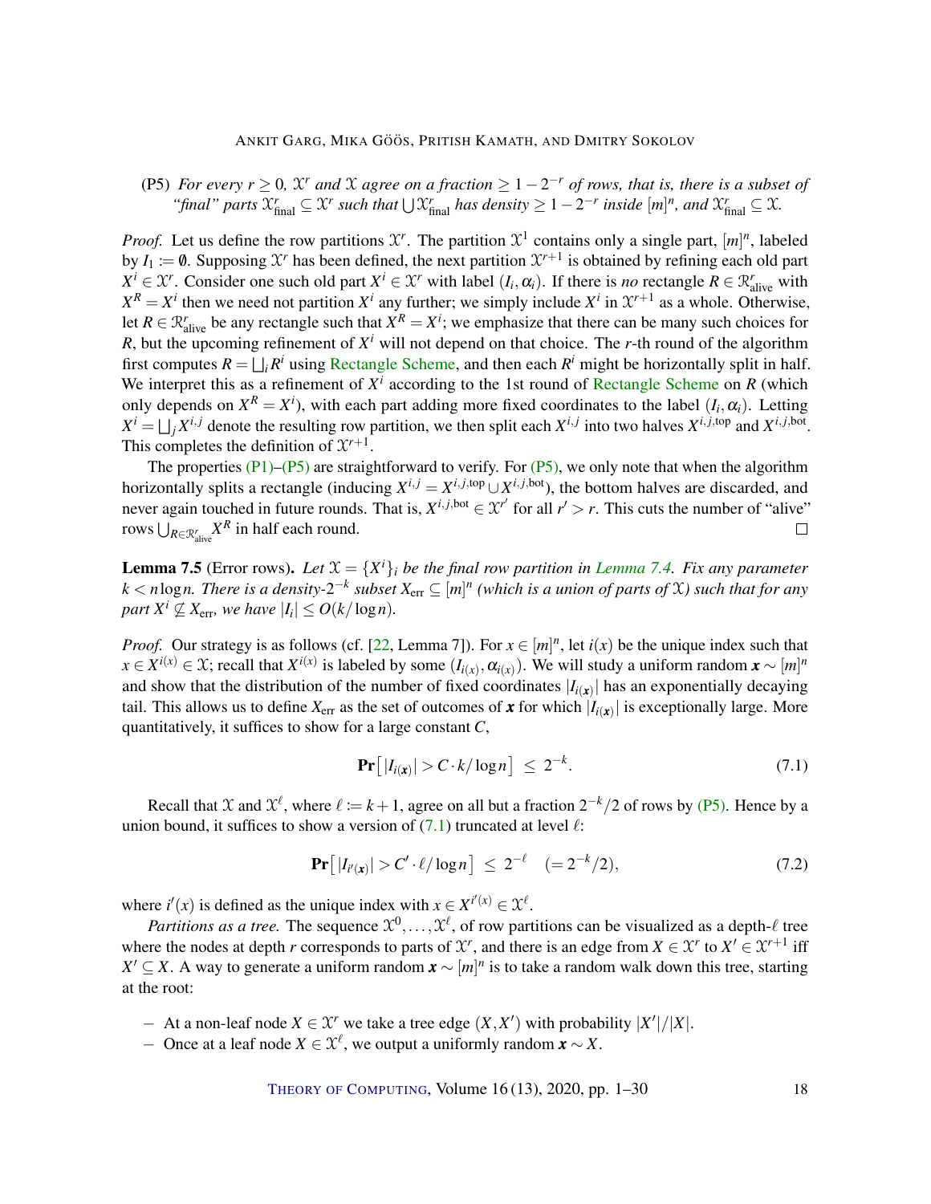(P5) *For every $r \geq 0$, $\mathcal{X}^r$ and $\mathcal{X}$ agree on a fraction $\geq 1 - 2^{-r}$ of rows, that is, there is a subset of "final" parts $\mathcal{X}^r_{\text{final}} \subseteq \mathcal{X}^r$ such that $\bigcup \mathcal{X}^r_{\text{final}}$ has density $\geq 1 - 2^{-r}$ inside $[m]^n$, and $\mathcal{X}^r_{\text{final}} \subseteq \mathcal{X}$.*

*Proof.* Let us define the row partitions $\mathcal{X}^r$. The partition $\mathcal{X}^1$ contains only a single part, $[m]^n$, labeled by $I_1 := \emptyset$. Supposing $\mathcal{X}^r$ has been defined, the next partition $\mathcal{X}^{r+1}$ is obtained by refining each old part $X^i \in \mathcal{X}^r$. Consider one such old part $X^i \in \mathcal{X}^r$ with label $(I_i, \alpha_i)$. If there is *no* rectangle $R \in \mathcal{R}^r_{\text{alive}}$ with $X^R = X^i$ then we need not partition $X^i$ any further; we simply include $X^i$ in $\mathcal{X}^{r+1}$ as a whole. Otherwise, let $R \in \mathcal{R}^r_{\text{alive}}$ be any rectangle such that $X^R = X^i$; we emphasize that there can be many such choices for $R$, but the upcoming refinement of $X^i$ will not depend on that choice. The $r$-th round of the algorithm first computes $R = \bigsqcup_i R^i$ using Rectangle Scheme, and then each $R^i$ might be horizontally split in half. We interpret this as a refinement of $X^i$ according to the 1st round of Rectangle Scheme on $R$ (which only depends on $X^R = X^i$), with each part adding more fixed coordinates to the label $(I_i, \alpha_i)$. Letting $X^i = \bigsqcup_j X^{i,j}$ denote the resulting row partition, we then split each $X^{i,j}$ into two halves $X^{i,j,\text{top}}$ and $X^{i,j,\text{bot}}$. This completes the definition of $\mathcal{X}^{r+1}$.

The properties (P1)–(P5) are straightforward to verify. For (P5), we only note that when the algorithm horizontally splits a rectangle (inducing $X^{i,j} = X^{i,j,\text{top}} \cup X^{i,j,\text{bot}}$), the bottom halves are discarded, and never again touched in future rounds. That is, $X^{i,j,\text{bot}} \in \mathcal{X}^{r'}$ for all $r' > r$. This cuts the number of "alive" rows $\bigcup_{R \in \mathcal{R}^r_{\text{alive}}} X^R$ in half each round. □

**Lemma 7.5** (Error rows). *Let $\mathcal{X} = \{X^i\}_i$ be the final row partition in Lemma 7.4. Fix any parameter $k < n \log n$. There is a density-$2^{-k}$ subset $X_{\text{err}} \subseteq [m]^n$ (which is a union of parts of $\mathcal{X}$) such that for any part $X^i \not\subseteq X_{\text{err}}$, we have $|I_i| \leq O(k/\log n)$.*

*Proof.* Our strategy is as follows (cf. [22, Lemma 7]). For $x \in [m]^n$, let $i(x)$ be the unique index such that $x \in X^{i(x)} \in \mathcal{X}$; recall that $X^{i(x)}$ is labeled by some $(I_{i(x)}, \alpha_{i(x)})$. We will study a uniform random $\boldsymbol{x} \sim [m]^n$ and show that the distribution of the number of fixed coordinates $|I_{i(\boldsymbol{x})}|$ has an exponentially decaying tail. This allows us to define $X_{\text{err}}$ as the set of outcomes of $\boldsymbol{x}$ for which $|I_{i(\boldsymbol{x})}|$ is exceptionally large. More quantitatively, it suffices to show for a large constant $C$,

$$\mathbf{Pr}\big[\,|I_{i(\boldsymbol{x})}| > C \cdot k/\log n\,\big] \;\leq\; 2^{-k}. \tag{7.1}$$

Recall that $\mathcal{X}$ and $\mathcal{X}^\ell$, where $\ell := k+1$, agree on all but a fraction $2^{-k}/2$ of rows by (P5). Hence by a union bound, it suffices to show a version of (7.1) truncated at level $\ell$:

$$\mathbf{Pr}\big[\,|I_{i'(\boldsymbol{x})}| > C' \cdot \ell/\log n\,\big] \;\leq\; 2^{-\ell} \quad (= 2^{-k}/2), \tag{7.2}$$

where $i'(x)$ is defined as the unique index with $x \in X^{i'(x)} \in \mathcal{X}^\ell$.

*Partitions as a tree.* The sequence $\mathcal{X}^0, \ldots, \mathcal{X}^\ell$, of row partitions can be visualized as a depth-$\ell$ tree where the nodes at depth $r$ corresponds to parts of $\mathcal{X}^r$, and there is an edge from $X \in \mathcal{X}^r$ to $X' \in \mathcal{X}^{r+1}$ iff $X' \subseteq X$. A way to generate a uniform random $\boldsymbol{x} \sim [m]^n$ is to take a random walk down this tree, starting at the root:

- At a non-leaf node $X \in \mathcal{X}^r$ we take a tree edge $(X, X')$ with probability $|X'|/|X|$.
- Once at a leaf node $X \in \mathcal{X}^\ell$, we output a uniformly random $\boldsymbol{x} \sim X$.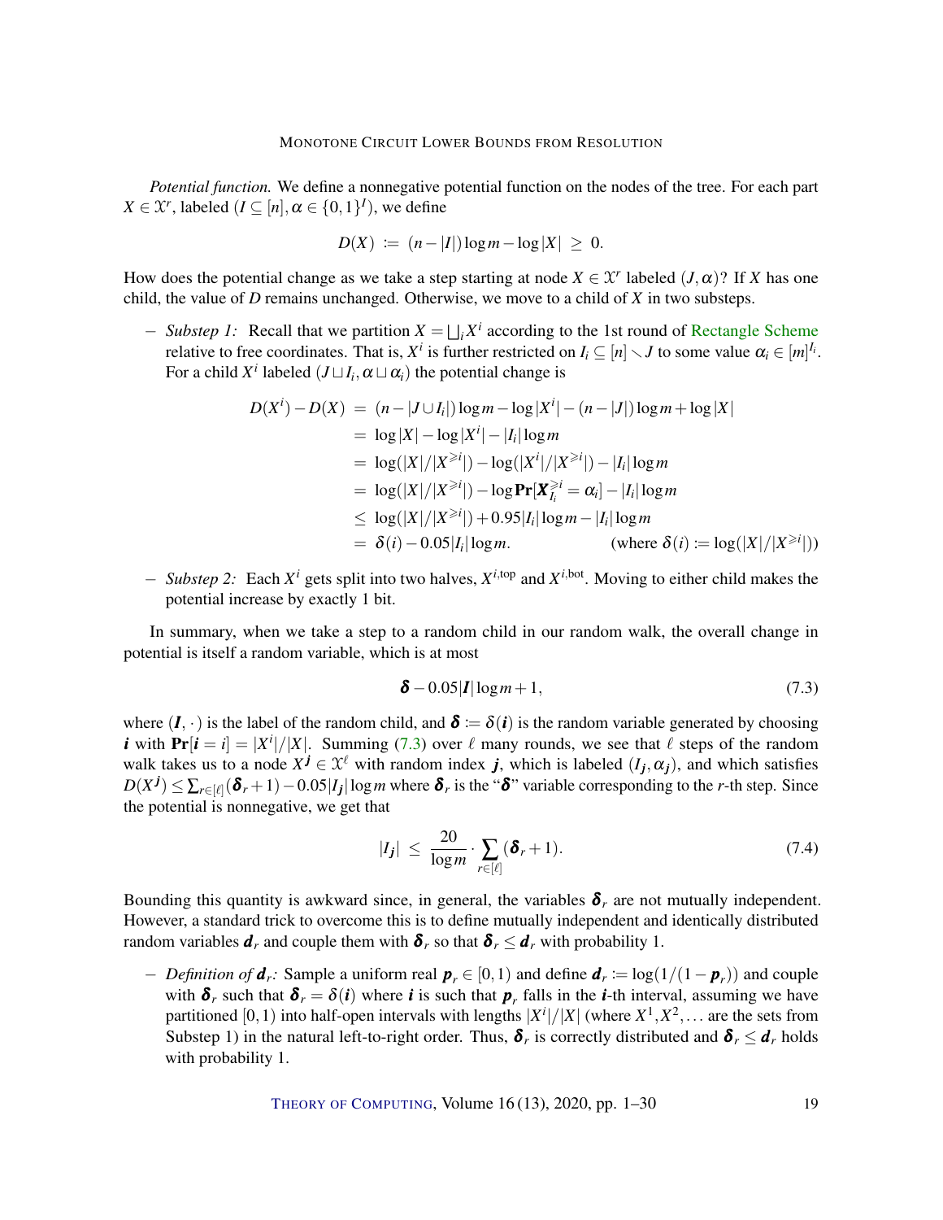*Potential function.* We define a nonnegative potential function on the nodes of the tree. For each part $X \in \mathcal{X}^r$, labeled $(I \subseteq [n], \alpha \in \{0,1\}^I)$, we define

$$D(X) \coloneqq (n - |I|)\log m - \log|X| \;\geq\; 0.$$

How does the potential change as we take a step starting at node $X \in \mathcal{X}^r$ labeled $(J, \alpha)$? If $X$ has one child, the value of $D$ remains unchanged. Otherwise, we move to a child of $X$ in two substeps.

– *Substep 1:* Recall that we partition $X = \bigsqcup_i X^i$ according to the 1st round of Rectangle Scheme relative to free coordinates. That is, $X^i$ is further restricted on $I_i \subseteq [n] \smallsetminus J$ to some value $\alpha_i \in [m]^{I_i}$. For a child $X^i$ labeled $(J \sqcup I_i, \alpha \sqcup \alpha_i)$ the potential change is

$$\begin{aligned}
D(X^i) - D(X) &= (n - |J \cup I_i|)\log m - \log|X^i| - (n-|J|)\log m + \log|X| \\
&= \log|X| - \log|X^i| - |I_i|\log m \\
&= \log(|X|/|X^{\geqslant i}|) - \log(|X^i|/|X^{\geqslant i}|) - |I_i|\log m \\
&= \log(|X|/|X^{\geqslant i}|) - \log \mathbf{Pr}[\boldsymbol{X}^{\geqslant i}_{I_i} = \alpha_i] - |I_i|\log m \\
&\leq \log(|X|/|X^{\geqslant i}|) + 0.95|I_i|\log m - |I_i|\log m \\
&= \delta(i) - 0.05|I_i|\log m. \qquad\qquad (\text{where } \delta(i) \coloneqq \log(|X|/|X^{\geqslant i}|))
\end{aligned}$$

– *Substep 2:* Each $X^i$ gets split into two halves, $X^{i,\text{top}}$ and $X^{i,\text{bot}}$. Moving to either child makes the potential increase by exactly 1 bit.

In summary, when we take a step to a random child in our random walk, the overall change in potential is itself a random variable, which is at most

$$\boldsymbol{\delta} - 0.05|\boldsymbol{I}|\log m + 1, \tag{7.3}$$

where $(\boldsymbol{I}, \cdot)$ is the label of the random child, and $\boldsymbol{\delta} \coloneqq \delta(\boldsymbol{i})$ is the random variable generated by choosing $\boldsymbol{i}$ with $\mathbf{Pr}[\boldsymbol{i} = i] = |X^i|/|X|$. Summing (7.3) over $\ell$ many rounds, we see that $\ell$ steps of the random walk takes us to a node $X^{\boldsymbol{j}} \in \mathcal{X}^\ell$ with random index $\boldsymbol{j}$, which is labeled $(I_{\boldsymbol{j}}, \alpha_{\boldsymbol{j}})$, and which satisfies $D(X^{\boldsymbol{j}}) \leq \sum_{r\in[\ell]}(\boldsymbol{\delta}_r + 1) - 0.05|I_{\boldsymbol{j}}|\log m$ where $\boldsymbol{\delta}_r$ is the "$\boldsymbol{\delta}$" variable corresponding to the $r$-th step. Since the potential is nonnegative, we get that

$$|I_{\boldsymbol{j}}| \;\leq\; \frac{20}{\log m} \cdot \sum_{r\in[\ell]} (\boldsymbol{\delta}_r + 1). \tag{7.4}$$

Bounding this quantity is awkward since, in general, the variables $\boldsymbol{\delta}_r$ are not mutually independent. However, a standard trick to overcome this is to define mutually independent and identically distributed random variables $\boldsymbol{d}_r$ and couple them with $\boldsymbol{\delta}_r$ so that $\boldsymbol{\delta}_r \leq \boldsymbol{d}_r$ with probability 1.

– *Definition of $\boldsymbol{d}_r$:* Sample a uniform real $\boldsymbol{p}_r \in [0,1)$ and define $\boldsymbol{d}_r \coloneqq \log(1/(1-\boldsymbol{p}_r))$ and couple with $\boldsymbol{\delta}_r$ such that $\boldsymbol{\delta}_r = \delta(\boldsymbol{i})$ where $\boldsymbol{i}$ is such that $\boldsymbol{p}_r$ falls in the $\boldsymbol{i}$-th interval, assuming we have partitioned $[0,1)$ into half-open intervals with lengths $|X^i|/|X|$ (where $X^1, X^2, \ldots$ are the sets from Substep 1) in the natural left-to-right order. Thus, $\boldsymbol{\delta}_r$ is correctly distributed and $\boldsymbol{\delta}_r \leq \boldsymbol{d}_r$ holds with probability 1.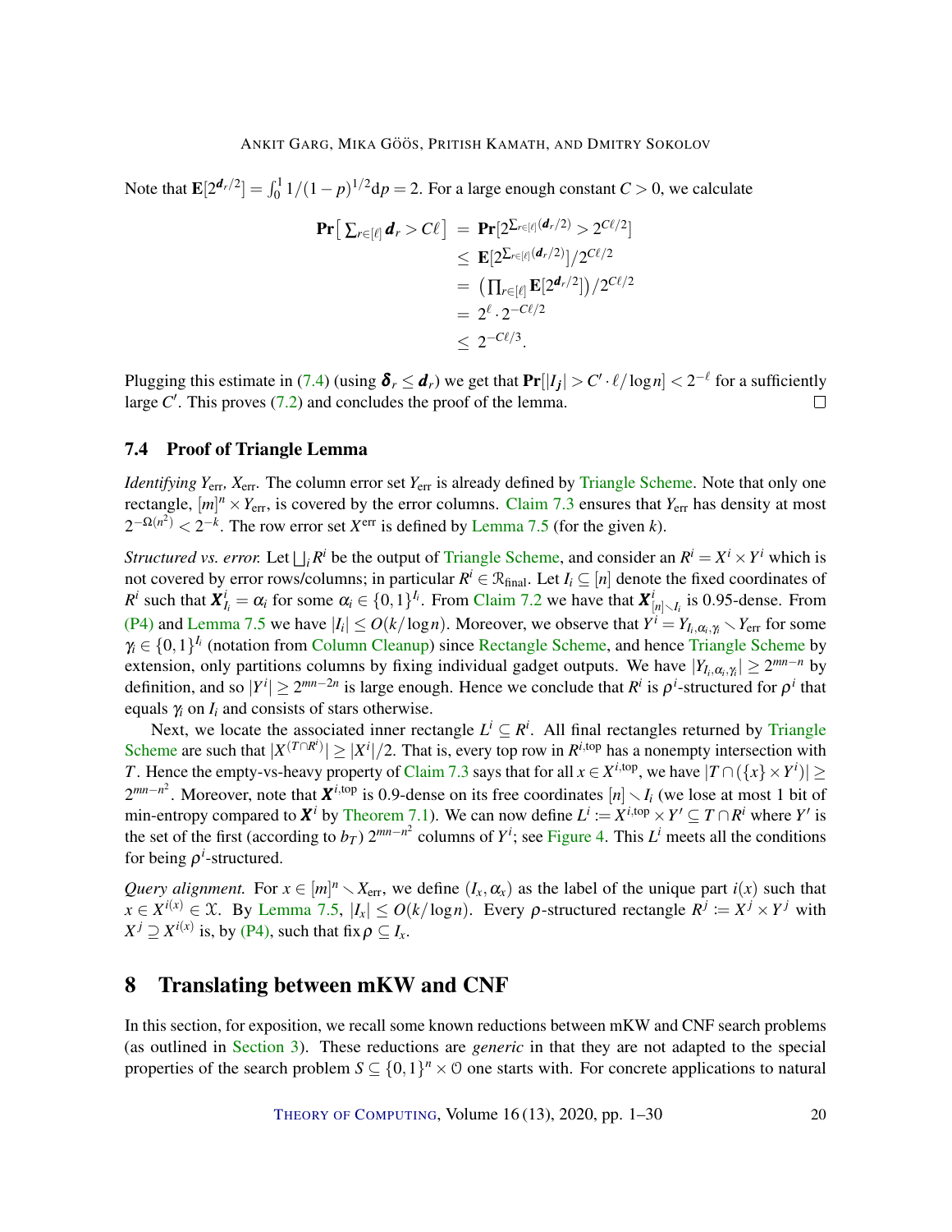Note that $\mathbf{E}[2^{\boldsymbol{d}_r/2}] = \int_0^1 1/(1-p)^{1/2}\mathrm{d}p = 2$. For a large enough constant $C > 0$, we calculate

$$
\begin{aligned}
\mathbf{Pr}\big[\textstyle\sum_{r\in[\ell]} \boldsymbol{d}_r > C\ell\big] &= \mathbf{Pr}[2^{\sum_{r\in[\ell]}(\boldsymbol{d}_r/2)} > 2^{C\ell/2}] \\
&\leq \mathbf{E}[2^{\sum_{r\in[\ell]}(\boldsymbol{d}_r/2)}]/2^{C\ell/2} \\
&= \big(\textstyle\prod_{r\in[\ell]} \mathbf{E}[2^{\boldsymbol{d}_r/2}]\big)/2^{C\ell/2} \\
&= 2^{\ell}\cdot 2^{-C\ell/2} \\
&\leq 2^{-C\ell/3}.
\end{aligned}
$$

Plugging this estimate in (7.4) (using $\boldsymbol{\delta}_r \leq \boldsymbol{d}_r$) we get that $\mathbf{Pr}[|I_{\boldsymbol{j}}| > C'\cdot\ell/\log n] < 2^{-\ell}$ for a sufficiently large $C'$. This proves (7.2) and concludes the proof of the lemma. □

## 7.4 Proof of Triangle Lemma

*Identifying* $Y_{\mathrm{err}}$*,* $X_{\mathrm{err}}$. The column error set $Y_{\mathrm{err}}$ is already defined by Triangle Scheme. Note that only one rectangle, $[m]^n \times Y_{\mathrm{err}}$, is covered by the error columns. Claim 7.3 ensures that $Y_{\mathrm{err}}$ has density at most $2^{-\Omega(n^2)} < 2^{-k}$. The row error set $X^{\mathrm{err}}$ is defined by Lemma 7.5 (for the given $k$).

*Structured vs. error.* Let $\bigsqcup_i R^i$ be the output of Triangle Scheme, and consider an $R^i = X^i \times Y^i$ which is not covered by error rows/columns; in particular $R^i \in \mathcal{R}_{\mathrm{final}}$. Let $I_i \subseteq [n]$ denote the fixed coordinates of $R^i$ such that $\boldsymbol{X}^i_{I_i} = \alpha_i$ for some $\alpha_i \in \{0,1\}^{I_i}$. From Claim 7.2 we have that $\boldsymbol{X}^i_{[n]\smallsetminus I_i}$ is 0.95-dense. From (P4) and Lemma 7.5 we have $|I_i| \leq O(k/\log n)$. Moreover, we observe that $Y^i = Y_{I_i,\alpha_i,\gamma_i} \smallsetminus Y_{\mathrm{err}}$ for some $\gamma_i \in \{0,1\}^{I_i}$ (notation from Column Cleanup) since Rectangle Scheme, and hence Triangle Scheme by extension, only partitions columns by fixing individual gadget outputs. We have $|Y_{I_i,\alpha_i,\gamma_i}| \geq 2^{mn-n}$ by definition, and so $|Y^i| \geq 2^{mn-2n}$ is large enough. Hence we conclude that $R^i$ is $\rho^i$-structured for $\rho^i$ that equals $\gamma_i$ on $I_i$ and consists of stars otherwise.

Next, we locate the associated inner rectangle $L^i \subseteq R^i$. All final rectangles returned by Triangle Scheme are such that $|X^{(T\cap R^i)}| \geq |X^i|/2$. That is, every top row in $R^{i,\mathrm{top}}$ has a nonempty intersection with $T$. Hence the empty-vs-heavy property of Claim 7.3 says that for all $x \in X^{i,\mathrm{top}}$, we have $|T \cap (\{x\}\times Y^i)| \geq 2^{mn-n^2}$. Moreover, note that $\boldsymbol{X}^{i,\mathrm{top}}$ is 0.9-dense on its free coordinates $[n] \smallsetminus I_i$ (we lose at most 1 bit of min-entropy compared to $\boldsymbol{X}^i$ by Theorem 7.1). We can now define $L^i := X^{i,\mathrm{top}} \times Y' \subseteq T \cap R^i$ where $Y'$ is the set of the first (according to $b_T$) $2^{mn-n^2}$ columns of $Y^i$; see Figure 4. This $L^i$ meets all the conditions for being $\rho^i$-structured.

*Query alignment.* For $x \in [m]^n \smallsetminus X_{\mathrm{err}}$, we define $(I_x, \alpha_x)$ as the label of the unique part $i(x)$ such that $x \in X^{i(x)} \in \mathcal{X}$. By Lemma 7.5, $|I_x| \leq O(k/\log n)$. Every $\rho$-structured rectangle $R^j := X^j \times Y^j$ with $X^j \supseteq X^{i(x)}$ is, by (P4), such that $\operatorname{fix}\rho \subseteq I_x$.

# 8 Translating between mKW and CNF

In this section, for exposition, we recall some known reductions between mKW and CNF search problems (as outlined in Section 3). These reductions are *generic* in that they are not adapted to the special properties of the search problem $S \subseteq \{0,1\}^n \times \mathcal{O}$ one starts with. For concrete applications to natural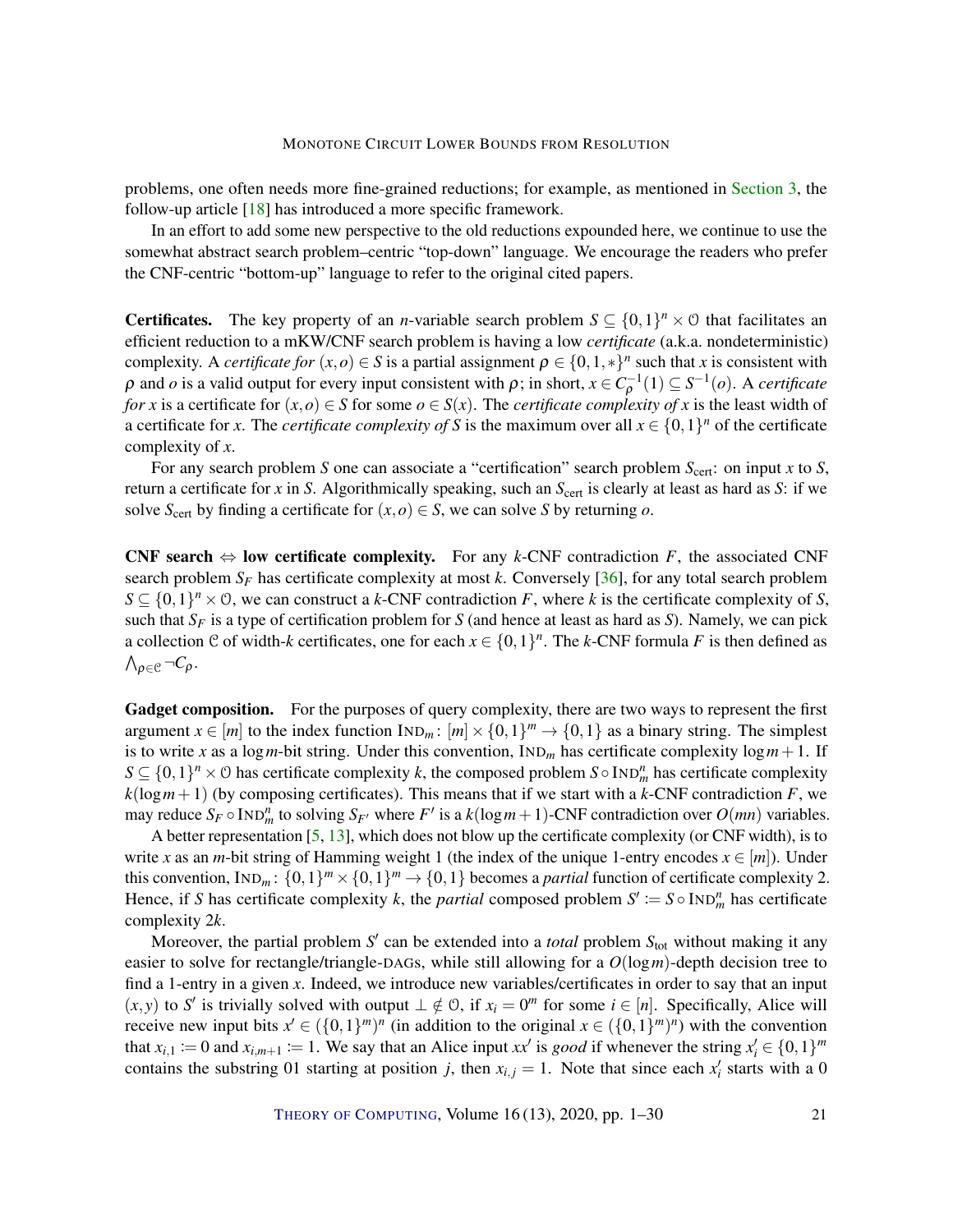problems, one often needs more fine-grained reductions; for example, as mentioned in Section 3, the follow-up article [18] has introduced a more specific framework.

In an effort to add some new perspective to the old reductions expounded here, we continue to use the somewhat abstract search problem–centric "top-down" language. We encourage the readers who prefer the CNF-centric "bottom-up" language to refer to the original cited papers.

**Certificates.** The key property of an $n$-variable search problem $S \subseteq \{0,1\}^n \times \mathcal{O}$ that facilitates an efficient reduction to a mKW/CNF search problem is having a low *certificate* (a.k.a. nondeterministic) complexity. A *certificate for* $(x,o) \in S$ is a partial assignment $\rho \in \{0,1,*\}^n$ such that $x$ is consistent with $\rho$ and $o$ is a valid output for every input consistent with $\rho$; in short, $x \in C_\rho^{-1}(1) \subseteq S^{-1}(o)$. A *certificate for* $x$ is a certificate for $(x,o) \in S$ for some $o \in S(x)$. The *certificate complexity of* $x$ is the least width of a certificate for $x$. The *certificate complexity of* $S$ is the maximum over all $x \in \{0,1\}^n$ of the certificate complexity of $x$.

For any search problem $S$ one can associate a "certification" search problem $S_{\text{cert}}$: on input $x$ to $S$, return a certificate for $x$ in $S$. Algorithmically speaking, such an $S_{\text{cert}}$ is clearly at least as hard as $S$: if we solve $S_{\text{cert}}$ by finding a certificate for $(x,o) \in S$, we can solve $S$ by returning $o$.

**CNF search $\Leftrightarrow$ low certificate complexity.** For any $k$-CNF contradiction $F$, the associated CNF search problem $S_F$ has certificate complexity at most $k$. Conversely [36], for any total search problem $S \subseteq \{0,1\}^n \times \mathcal{O}$, we can construct a $k$-CNF contradiction $F$, where $k$ is the certificate complexity of $S$, such that $S_F$ is a type of certification problem for $S$ (and hence at least as hard as $S$). Namely, we can pick a collection $\mathcal{C}$ of width-$k$ certificates, one for each $x \in \{0,1\}^n$. The $k$-CNF formula $F$ is then defined as $\bigwedge_{\rho\in\mathcal{C}} \neg C_\rho$.

**Gadget composition.** For the purposes of query complexity, there are two ways to represent the first argument $x \in [m]$ to the index function $\text{IND}_m\colon [m] \times \{0,1\}^m \to \{0,1\}$ as a binary string. The simplest is to write $x$ as a $\log m$-bit string. Under this convention, $\text{IND}_m$ has certificate complexity $\log m + 1$. If $S \subseteq \{0,1\}^n \times \mathcal{O}$ has certificate complexity $k$, the composed problem $S \circ \text{IND}_m^n$ has certificate complexity $k(\log m + 1)$ (by composing certificates). This means that if we start with a $k$-CNF contradiction $F$, we may reduce $S_F \circ \text{IND}_m^n$ to solving $S_{F'}$ where $F'$ is a $k(\log m + 1)$-CNF contradiction over $O(mn)$ variables.

A better representation [5, 13], which does not blow up the certificate complexity (or CNF width), is to write $x$ as an $m$-bit string of Hamming weight 1 (the index of the unique 1-entry encodes $x \in [m]$). Under this convention, $\text{IND}_m\colon \{0,1\}^m \times \{0,1\}^m \to \{0,1\}$ becomes a *partial* function of certificate complexity 2. Hence, if $S$ has certificate complexity $k$, the *partial* composed problem $S' := S \circ \text{IND}_m^n$ has certificate complexity $2k$.

Moreover, the partial problem $S'$ can be extended into a *total* problem $S_{\text{tot}}$ without making it any easier to solve for rectangle/triangle-DAGs, while still allowing for a $O(\log m)$-depth decision tree to find a 1-entry in a given $x$. Indeed, we introduce new variables/certificates in order to say that an input $(x,y)$ to $S'$ is trivially solved with output $\perp \notin \mathcal{O}$, if $x_i = 0^m$ for some $i \in [n]$. Specifically, Alice will receive new input bits $x' \in (\{0,1\}^m)^n$ (in addition to the original $x \in (\{0,1\}^m)^n$) with the convention that $x_{i,1} := 0$ and $x_{i,m+1} := 1$. We say that an Alice input $xx'$ is *good* if whenever the string $x'_i \in \{0,1\}^m$ contains the substring 01 starting at position $j$, then $x_{i,j} = 1$. Note that since each $x'_i$ starts with a 0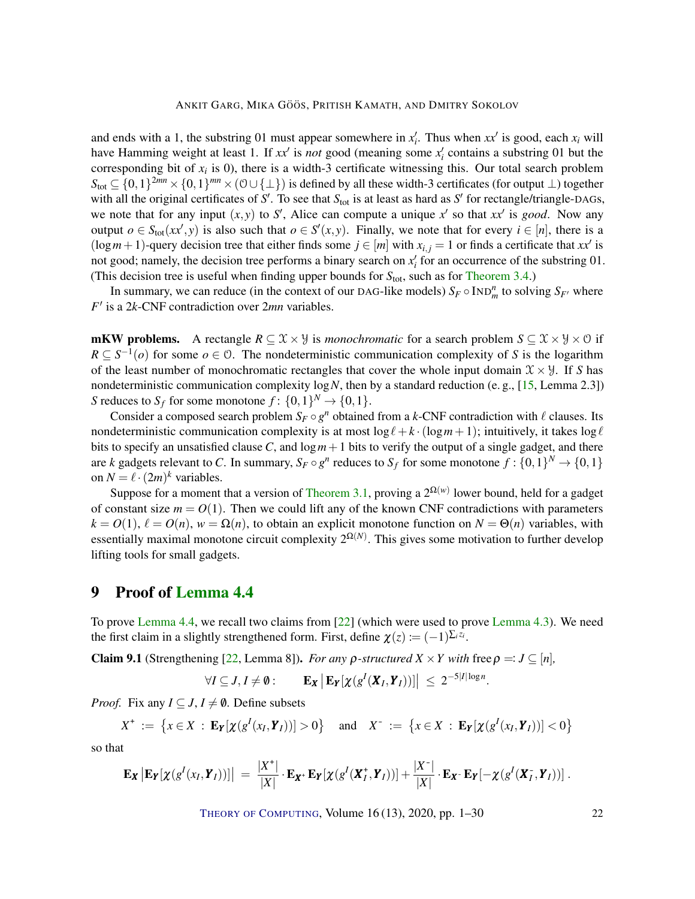and ends with a 1, the substring 01 must appear somewhere in $x'_i$. Thus when $xx'$ is good, each $x_i$ will have Hamming weight at least 1. If $xx'$ is *not* good (meaning some $x'_i$ contains a substring 01 but the corresponding bit of $x_i$ is 0), there is a width-3 certificate witnessing this. Our total search problem $S_{\text{tot}} \subseteq \{0,1\}^{2mn} \times \{0,1\}^{mn} \times (\mathcal{O} \cup \{\perp\})$ is defined by all these width-3 certificates (for output $\perp$) together with all the original certificates of $S'$. To see that $S_{\text{tot}}$ is at least as hard as $S'$ for rectangle/triangle-DAGs, we note that for any input $(x,y)$ to $S'$, Alice can compute a unique $x'$ so that $xx'$ is *good*. Now any output $o \in S_{\text{tot}}(xx', y)$ is also such that $o \in S'(x,y)$. Finally, we note that for every $i \in [n]$, there is a $(\log m + 1)$-query decision tree that either finds some $j \in [m]$ with $x_{i,j} = 1$ or finds a certificate that $xx'$ is not good; namely, the decision tree performs a binary search on $x'_i$ for an occurrence of the substring 01. (This decision tree is useful when finding upper bounds for $S_{\text{tot}}$, such as for Theorem 3.4.)

In summary, we can reduce (in the context of our DAG-like models) $S_F \circ \text{IND}^n_m$ to solving $S_{F'}$ where $F'$ is a $2k$-CNF contradiction over $2mn$ variables.

**mKW problems.** A rectangle $R \subseteq \mathcal{X} \times \mathcal{Y}$ is *monochromatic* for a search problem $S \subseteq \mathcal{X} \times \mathcal{Y} \times \mathcal{O}$ if $R \subseteq S^{-1}(o)$ for some $o \in \mathcal{O}$. The nondeterministic communication complexity of $S$ is the logarithm of the least number of monochromatic rectangles that cover the whole input domain $\mathcal{X} \times \mathcal{Y}$. If $S$ has nondeterministic communication complexity $\log N$, then by a standard reduction (e. g., [15, Lemma 2.3]) $S$ reduces to $S_f$ for some monotone $f \colon \{0,1\}^N \to \{0,1\}$.

Consider a composed search problem $S_F \circ g^n$ obtained from a $k$-CNF contradiction with $\ell$ clauses. Its nondeterministic communication complexity is at most $\log \ell + k \cdot (\log m + 1)$; intuitively, it takes $\log \ell$ bits to specify an unsatisfied clause $C$, and $\log m + 1$ bits to verify the output of a single gadget, and there are $k$ gadgets relevant to $C$. In summary, $S_F \circ g^n$ reduces to $S_f$ for some monotone $f : \{0,1\}^N \to \{0,1\}$ on $N = \ell \cdot (2m)^k$ variables.

Suppose for a moment that a version of Theorem 3.1, proving a $2^{\Omega(w)}$ lower bound, held for a gadget of constant size $m = O(1)$. Then we could lift any of the known CNF contradictions with parameters $k = O(1)$, $\ell = O(n)$, $w = \Omega(n)$, to obtain an explicit monotone function on $N = \Theta(n)$ variables, with essentially maximal monotone circuit complexity $2^{\Omega(N)}$. This gives some motivation to further develop lifting tools for small gadgets.

# 9 Proof of Lemma 4.4

To prove Lemma 4.4, we recall two claims from [22] (which were used to prove Lemma 4.3). We need the first claim in a slightly strengthened form. First, define $\chi(z) := (-1)^{\sum_i z_i}$.

**Claim 9.1** (Strengthening [22, Lemma 8]). *For any $\rho$-structured $X \times Y$ with* free $\rho =: J \subseteq [n]$,

$$\forall I \subseteq J, I \neq \emptyset : \qquad \mathbf{E}_{\boldsymbol{X}} \left| \mathbf{E}_{\boldsymbol{Y}}[\chi(g^I(\boldsymbol{X}_I, \boldsymbol{Y}_I))] \right| \;\leq\; 2^{-5|I|\log n}.$$

*Proof.* Fix any $I \subseteq J, I \neq \emptyset$. Define subsets

$$X^+ \;:=\; \left\{ x \in X \;:\; \mathbf{E}_{\boldsymbol{Y}}[\chi(g^I(x_I, \boldsymbol{Y}_I))] > 0 \right\} \quad \text{ and } \quad X^- \;:=\; \left\{ x \in X \;:\; \mathbf{E}_{\boldsymbol{Y}}[\chi(g^I(x_I, \boldsymbol{Y}_I))] < 0 \right\}$$

so that

$$\mathbf{E}_{\boldsymbol{X}} \left| \mathbf{E}_{\boldsymbol{Y}}[\chi(g^I(x_I, \boldsymbol{Y}_I))] \right| \;=\; \frac{|X^+|}{|X|} \cdot \mathbf{E}_{\boldsymbol{X}^+} \mathbf{E}_{\boldsymbol{Y}}[\chi(g^I(\boldsymbol{X}^+_I, \boldsymbol{Y}_I))] + \frac{|X^-|}{|X|} \cdot \mathbf{E}_{\boldsymbol{X}^-} \mathbf{E}_{\boldsymbol{Y}}[-\chi(g^I(\boldsymbol{X}^-_I, \boldsymbol{Y}_I))]\,.$$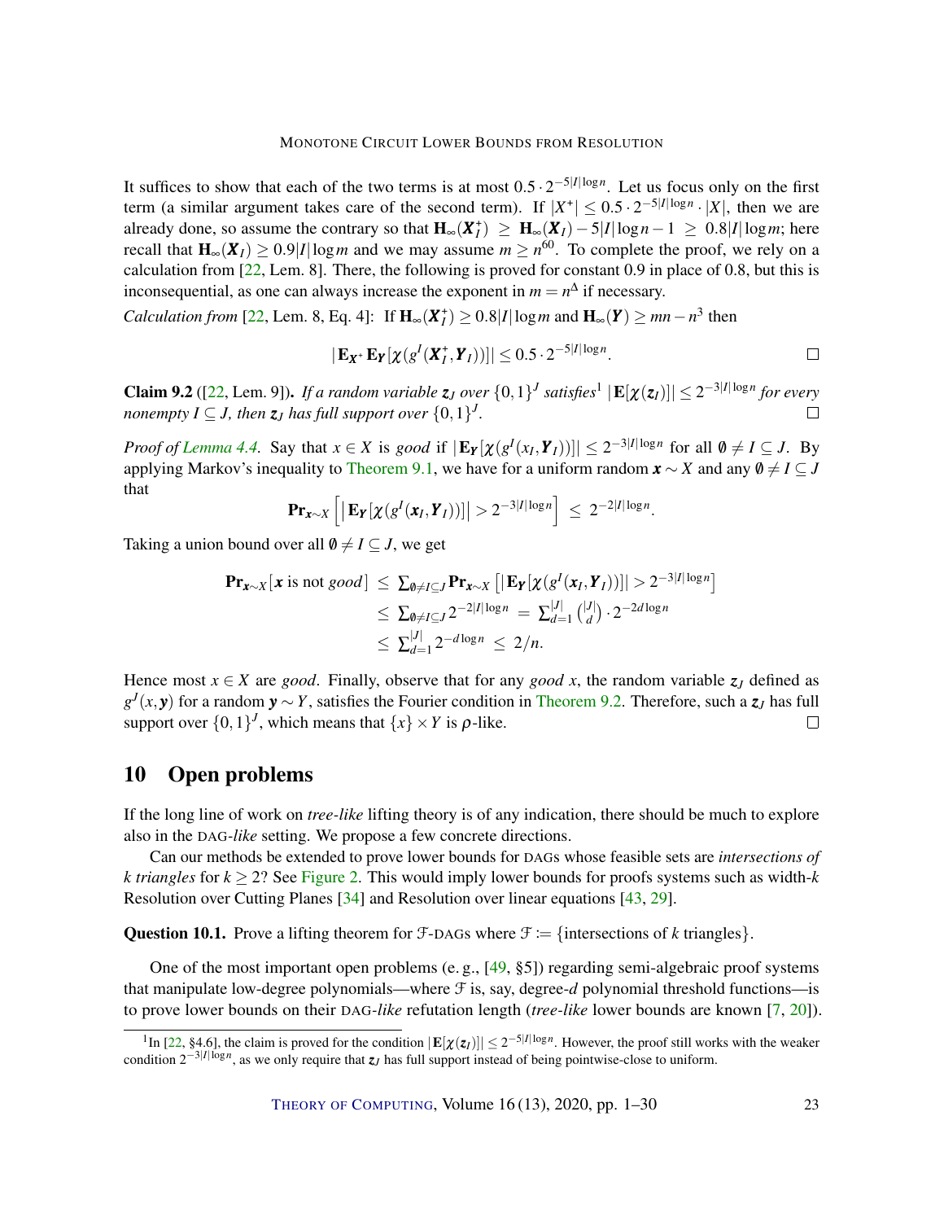It suffices to show that each of the two terms is at most $0.5 \cdot 2^{-5|I|\log n}$. Let us focus only on the first term (a similar argument takes care of the second term). If $|X^+| \leq 0.5 \cdot 2^{-5|I|\log n} \cdot |X|$, then we are already done, so assume the contrary so that $\mathbf{H}_\infty(\boldsymbol{X}_I^+) \geq \mathbf{H}_\infty(\boldsymbol{X}_I) - 5|I|\log n - 1 \geq 0.8|I|\log m$; here recall that $\mathbf{H}_\infty(\boldsymbol{X}_I) \geq 0.9|I|\log m$ and we may assume $m \geq n^{60}$. To complete the proof, we rely on a calculation from [22, Lem. 8]. There, the following is proved for constant 0.9 in place of 0.8, but this is inconsequential, as one can always increase the exponent in $m = n^\Delta$ if necessary.

*Calculation from* [22, Lem. 8, Eq. 4]: If $\mathbf{H}_\infty(\boldsymbol{X}_I^+) \geq 0.8|I|\log m$ and $\mathbf{H}_\infty(\boldsymbol{Y}) \geq mn - n^3$ then

$$|\mathbf{E}_{\boldsymbol{X}^+}\mathbf{E}_{\boldsymbol{Y}}[\chi(g^I(\boldsymbol{X}_I^+, \boldsymbol{Y}_I))]| \leq 0.5 \cdot 2^{-5|I|\log n}.$$

□

**Claim 9.2** ([22, Lem. 9]). *If a random variable $\boldsymbol{z}_J$ over $\{0,1\}^J$ satisfies*[1] $|\mathbf{E}[\chi(\boldsymbol{z}_I)]| \leq 2^{-3|I|\log n}$ *for every nonempty $I \subseteq J$, then $\boldsymbol{z}_J$ has full support over $\{0,1\}^J$.* □

*Proof of Lemma 4.4.* Say that $x \in X$ is *good* if $|\mathbf{E}_{\boldsymbol{Y}}[\chi(g^I(x_I, \boldsymbol{Y}_I))]| \leq 2^{-3|I|\log n}$ for all $\emptyset \neq I \subseteq J$. By applying Markov's inequality to Theorem 9.1, we have for a uniform random $\boldsymbol{x} \sim X$ and any $\emptyset \neq I \subseteq J$ that

$$\mathbf{Pr}_{\boldsymbol{x}\sim X}\left[\left|\mathbf{E}_{\boldsymbol{Y}}[\chi(g^I(\boldsymbol{x}_I, \boldsymbol{Y}_I))]\right| > 2^{-3|I|\log n}\right] \leq 2^{-2|I|\log n}.$$

Taking a union bound over all $\emptyset \neq I \subseteq J$, we get

$$\begin{aligned}
\mathbf{Pr}_{\boldsymbol{x}\sim X}[\boldsymbol{x} \text{ is not } good] &\leq \textstyle\sum_{\emptyset\neq I\subseteq J} \mathbf{Pr}_{\boldsymbol{x}\sim X}\left[|\mathbf{E}_{\boldsymbol{Y}}[\chi(g^I(\boldsymbol{x}_I, \boldsymbol{Y}_I))]| > 2^{-3|I|\log n}\right] \\
&\leq \textstyle\sum_{\emptyset\neq I\subseteq J} 2^{-2|I|\log n} = \sum_{d=1}^{|J|}\binom{|J|}{d} \cdot 2^{-2d\log n} \\
&\leq \textstyle\sum_{d=1}^{|J|} 2^{-d\log n} \leq 2/n.
\end{aligned}$$

Hence most $x \in X$ are *good*. Finally, observe that for any *good* $x$, the random variable $\boldsymbol{z}_J$ defined as $g^J(x, \boldsymbol{y})$ for a random $\boldsymbol{y} \sim Y$, satisfies the Fourier condition in Theorem 9.2. Therefore, such a $\boldsymbol{z}_J$ has full support over $\{0,1\}^J$, which means that $\{x\} \times Y$ is $\rho$-like. □

# 10 Open problems

If the long line of work on *tree-like* lifting theory is of any indication, there should be much to explore also in the DAG-*like* setting. We propose a few concrete directions.

Can our methods be extended to prove lower bounds for DAGs whose feasible sets are *intersections of k triangles* for $k \geq 2$? See Figure 2. This would imply lower bounds for proofs systems such as width-$k$ Resolution over Cutting Planes [34] and Resolution over linear equations [43, 29].

**Question 10.1.** Prove a lifting theorem for $\mathcal{F}$-DAGs where $\mathcal{F} := \{$intersections of $k$ triangles$\}$.

One of the most important open problems (e. g., [49, §5]) regarding semi-algebraic proof systems that manipulate low-degree polynomials—where $\mathcal{F}$ is, say, degree-$d$ polynomial threshold functions—is to prove lower bounds on their DAG-*like* refutation length (*tree-like* lower bounds are known [7, 20]).

[1] In [22, §4.6], the claim is proved for the condition $|\mathbf{E}[\chi(\boldsymbol{z}_I)]| \leq 2^{-5|I|\log n}$. However, the proof still works with the weaker condition $2^{-3|I|\log n}$, as we only require that $\boldsymbol{z}_J$ has full support instead of being pointwise-close to uniform.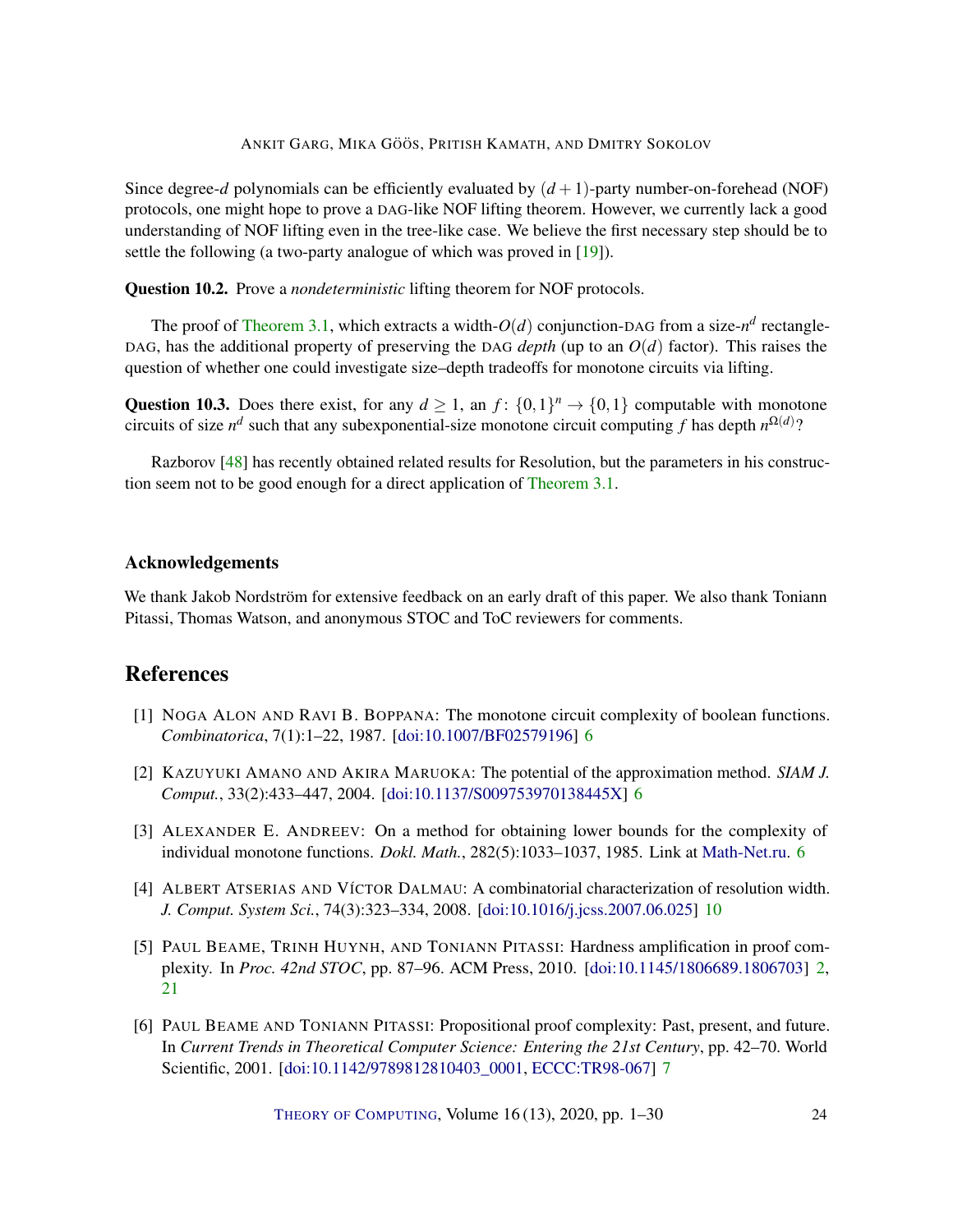Since degree-$d$ polynomials can be efficiently evaluated by $(d+1)$-party number-on-forehead (NOF) protocols, one might hope to prove a DAG-like NOF lifting theorem. However, we currently lack a good understanding of NOF lifting even in the tree-like case. We believe the first necessary step should be to settle the following (a two-party analogue of which was proved in [19]).

**Question 10.2.** Prove a *nondeterministic* lifting theorem for NOF protocols.

The proof of Theorem 3.1, which extracts a width-$O(d)$ conjunction-DAG from a size-$n^d$ rectangle-DAG, has the additional property of preserving the DAG *depth* (up to an $O(d)$ factor). This raises the question of whether one could investigate size–depth tradeoffs for monotone circuits via lifting.

**Question 10.3.** Does there exist, for any $d \geq 1$, an $f\colon \{0,1\}^n \to \{0,1\}$ computable with monotone circuits of size $n^d$ such that any subexponential-size monotone circuit computing $f$ has depth $n^{\Omega(d)}$?

Razborov [48] has recently obtained related results for Resolution, but the parameters in his construction seem not to be good enough for a direct application of Theorem 3.1.

## Acknowledgements

We thank Jakob Nordström for extensive feedback on an early draft of this paper. We also thank Toniann Pitassi, Thomas Watson, and anonymous STOC and ToC reviewers for comments.

## References

[1] Noga Alon and Ravi B. Boppana: The monotone circuit complexity of boolean functions. *Combinatorica*, 7(1):1–22, 1987. [doi:10.1007/BF02579196] 6

[2] Kazuyuki Amano and Akira Maruoka: The potential of the approximation method. *SIAM J. Comput.*, 33(2):433–447, 2004. [doi:10.1137/S009753970138445X] 6

[3] Alexander E. Andreev: On a method for obtaining lower bounds for the complexity of individual monotone functions. *Dokl. Math.*, 282(5):1033–1037, 1985. Link at Math-Net.ru. 6

[4] Albert Atserias and Víctor Dalmau: A combinatorial characterization of resolution width. *J. Comput. System Sci.*, 74(3):323–334, 2008. [doi:10.1016/j.jcss.2007.06.025] 10

[5] Paul Beame, Trinh Huynh, and Toniann Pitassi: Hardness amplification in proof complexity. In *Proc. 42nd STOC*, pp. 87–96. ACM Press, 2010. [doi:10.1145/1806689.1806703] 2, 21

[6] Paul Beame and Toniann Pitassi: Propositional proof complexity: Past, present, and future. In *Current Trends in Theoretical Computer Science: Entering the 21st Century*, pp. 42–70. World Scientific, 2001. [doi:10.1142/9789812810403_0001, ECCC:TR98-067] 7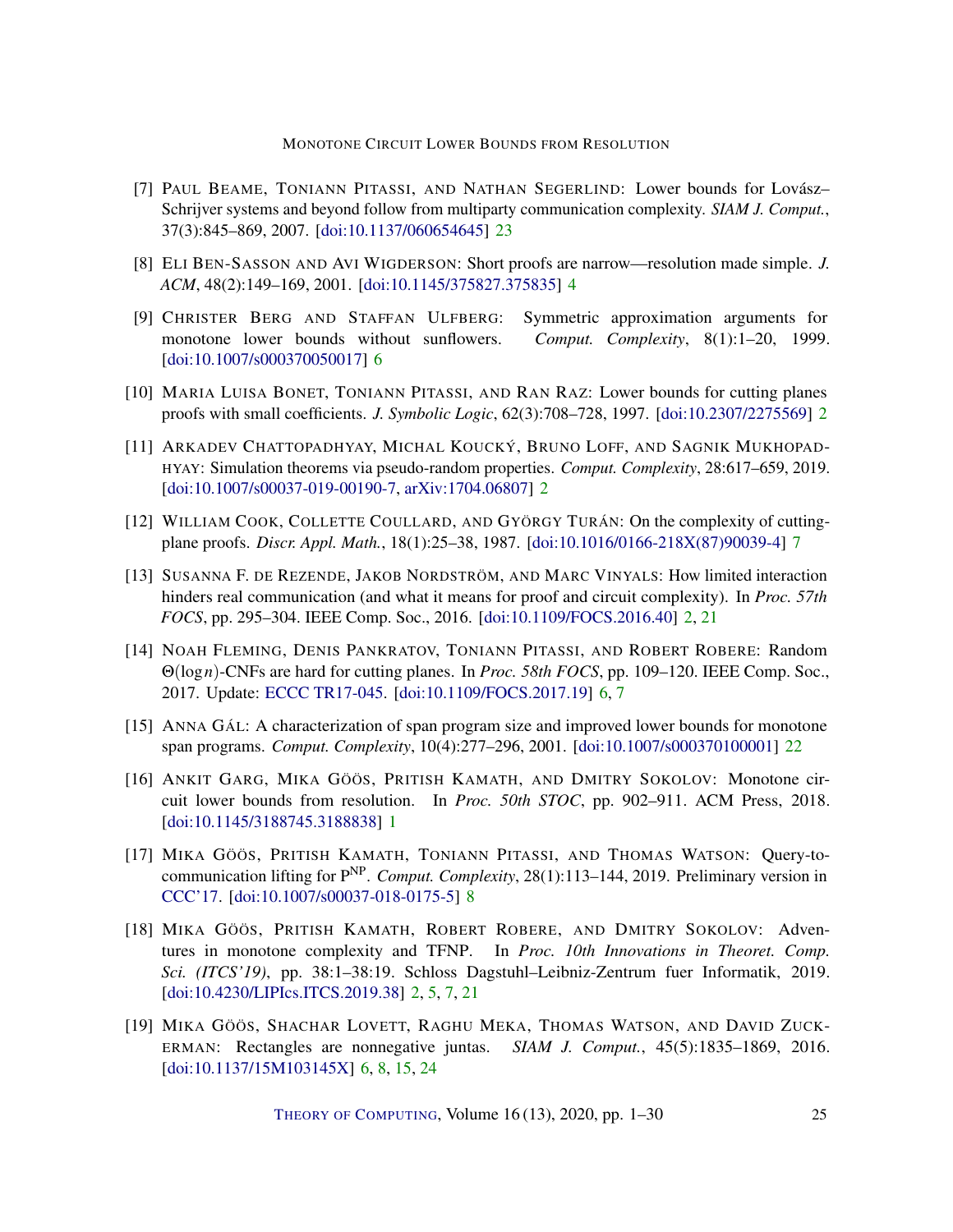[7] Paul Beame, Toniann Pitassi, and Nathan Segerlind: Lower bounds for Lovász–Schrijver systems and beyond follow from multiparty communication complexity. *SIAM J. Comput.*, 37(3):845–869, 2007. [doi:10.1137/060654645] 23

[8] Eli Ben-Sasson and Avi Wigderson: Short proofs are narrow—resolution made simple. *J. ACM*, 48(2):149–169, 2001. [doi:10.1145/375827.375835] 4

[9] Christer Berg and Staffan Ulfberg: Symmetric approximation arguments for monotone lower bounds without sunflowers. *Comput. Complexity*, 8(1):1–20, 1999. [doi:10.1007/s000370050017] 6

[10] Maria Luisa Bonet, Toniann Pitassi, and Ran Raz: Lower bounds for cutting planes proofs with small coefficients. *J. Symbolic Logic*, 62(3):708–728, 1997. [doi:10.2307/2275569] 2

[11] Arkadev Chattopadhyay, Michal Koucký, Bruno Loff, and Sagnik Mukhopadhyay: Simulation theorems via pseudo-random properties. *Comput. Complexity*, 28:617–659, 2019. [doi:10.1007/s00037-019-00190-7, arXiv:1704.06807] 2

[12] William Cook, Collette Coullard, and György Turán: On the complexity of cutting-plane proofs. *Discr. Appl. Math.*, 18(1):25–38, 1987. [doi:10.1016/0166-218X(87)90039-4] 7

[13] Susanna F. de Rezende, Jakob Nordström, and Marc Vinyals: How limited interaction hinders real communication (and what it means for proof and circuit complexity). In *Proc. 57th FOCS*, pp. 295–304. IEEE Comp. Soc., 2016. [doi:10.1109/FOCS.2016.40] 2, 21

[14] Noah Fleming, Denis Pankratov, Toniann Pitassi, and Robert Robere: Random $\Theta(\log n)$-CNFs are hard for cutting planes. In *Proc. 58th FOCS*, pp. 109–120. IEEE Comp. Soc., 2017. Update: ECCC TR17-045. [doi:10.1109/FOCS.2017.19] 6, 7

[15] Anna Gál: A characterization of span program size and improved lower bounds for monotone span programs. *Comput. Complexity*, 10(4):277–296, 2001. [doi:10.1007/s000370100001] 22

[16] Ankit Garg, Mika Göös, Pritish Kamath, and Dmitry Sokolov: Monotone circuit lower bounds from resolution. In *Proc. 50th STOC*, pp. 902–911. ACM Press, 2018. [doi:10.1145/3188745.3188838] 1

[17] Mika Göös, Pritish Kamath, Toniann Pitassi, and Thomas Watson: Query-to-communication lifting for $\text{P}^{\text{NP}}$. *Comput. Complexity*, 28(1):113–144, 2019. Preliminary version in CCC'17. [doi:10.1007/s00037-018-0175-5] 8

[18] Mika Göös, Pritish Kamath, Robert Robere, and Dmitry Sokolov: Adventures in monotone complexity and TFNP. In *Proc. 10th Innovations in Theoret. Comp. Sci. (ITCS'19)*, pp. 38:1–38:19. Schloss Dagstuhl–Leibniz-Zentrum fuer Informatik, 2019. [doi:10.4230/LIPIcs.ITCS.2019.38] 2, 5, 7, 21

[19] Mika Göös, Shachar Lovett, Raghu Meka, Thomas Watson, and David Zuckerman: Rectangles are nonnegative juntas. *SIAM J. Comput.*, 45(5):1835–1869, 2016. [doi:10.1137/15M103145X] 6, 8, 15, 24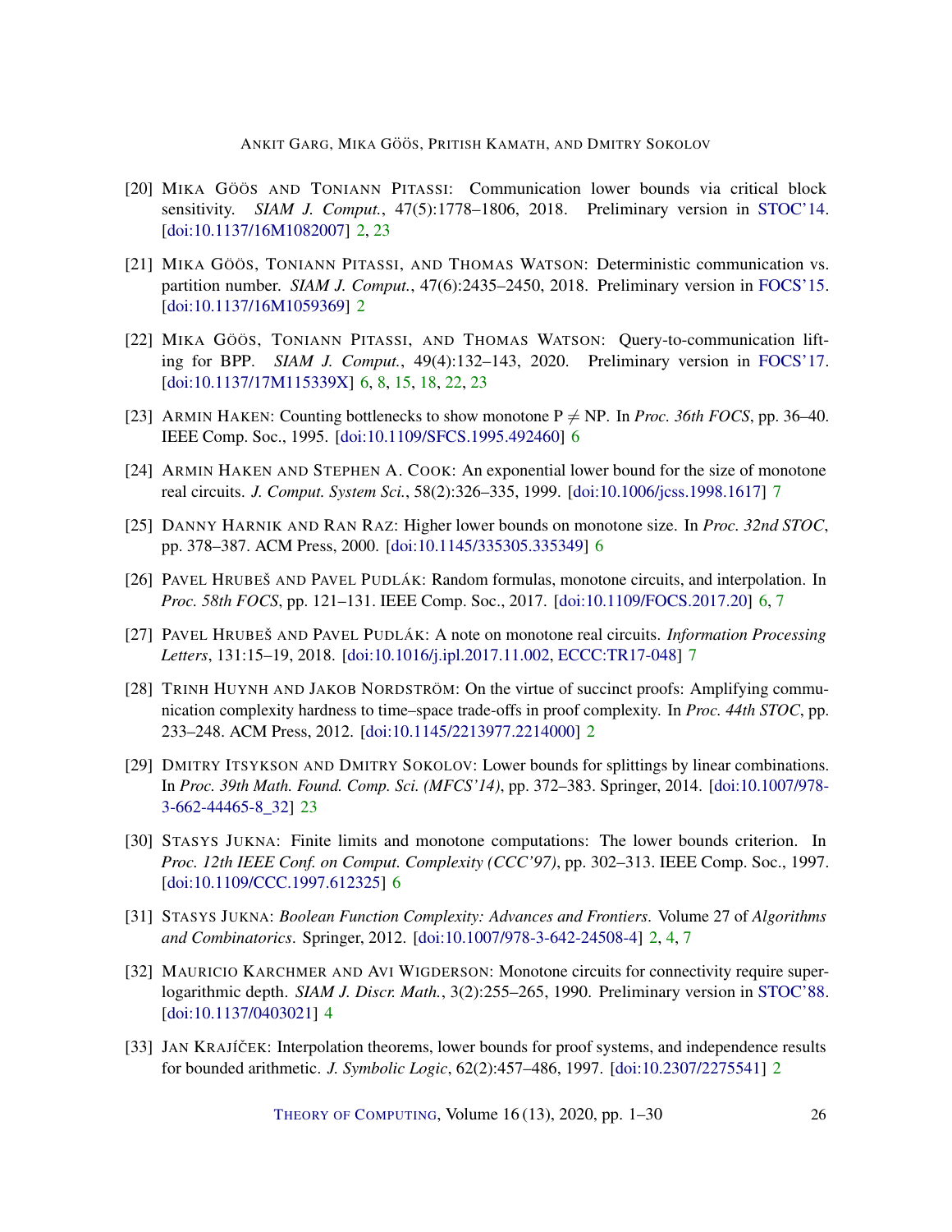[20] Mika Göös and Toniann Pitassi: Communication lower bounds via critical block sensitivity. *SIAM J. Comput.*, 47(5):1778–1806, 2018. Preliminary version in STOC'14. [doi:10.1137/16M1082007] 2, 23

[21] Mika Göös, Toniann Pitassi, and Thomas Watson: Deterministic communication vs. partition number. *SIAM J. Comput.*, 47(6):2435–2450, 2018. Preliminary version in FOCS'15. [doi:10.1137/16M1059369] 2

[22] Mika Göös, Toniann Pitassi, and Thomas Watson: Query-to-communication lifting for BPP. *SIAM J. Comput.*, 49(4):132–143, 2020. Preliminary version in FOCS'17. [doi:10.1137/17M115339X] 6, 8, 15, 18, 22, 23

[23] Armin Haken: Counting bottlenecks to show monotone P $\neq$ NP. In *Proc. 36th FOCS*, pp. 36–40. IEEE Comp. Soc., 1995. [doi:10.1109/SFCS.1995.492460] 6

[24] Armin Haken and Stephen A. Cook: An exponential lower bound for the size of monotone real circuits. *J. Comput. System Sci.*, 58(2):326–335, 1999. [doi:10.1006/jcss.1998.1617] 7

[25] Danny Harnik and Ran Raz: Higher lower bounds on monotone size. In *Proc. 32nd STOC*, pp. 378–387. ACM Press, 2000. [doi:10.1145/335305.335349] 6

[26] Pavel Hrubeš and Pavel Pudlák: Random formulas, monotone circuits, and interpolation. In *Proc. 58th FOCS*, pp. 121–131. IEEE Comp. Soc., 2017. [doi:10.1109/FOCS.2017.20] 6, 7

[27] Pavel Hrubeš and Pavel Pudlák: A note on monotone real circuits. *Information Processing Letters*, 131:15–19, 2018. [doi:10.1016/j.ipl.2017.11.002, ECCC:TR17-048] 7

[28] Trinh Huynh and Jakob Nordström: On the virtue of succinct proofs: Amplifying communication complexity hardness to time–space trade-offs in proof complexity. In *Proc. 44th STOC*, pp. 233–248. ACM Press, 2012. [doi:10.1145/2213977.2214000] 2

[29] Dmitry Itsykson and Dmitry Sokolov: Lower bounds for splittings by linear combinations. In *Proc. 39th Math. Found. Comp. Sci. (MFCS'14)*, pp. 372–383. Springer, 2014. [doi:10.1007/978-3-662-44465-8_32] 23

[30] Stasys Jukna: Finite limits and monotone computations: The lower bounds criterion. In *Proc. 12th IEEE Conf. on Comput. Complexity (CCC'97)*, pp. 302–313. IEEE Comp. Soc., 1997. [doi:10.1109/CCC.1997.612325] 6

[31] Stasys Jukna: *Boolean Function Complexity: Advances and Frontiers*. Volume 27 of *Algorithms and Combinatorics*. Springer, 2012. [doi:10.1007/978-3-642-24508-4] 2, 4, 7

[32] Mauricio Karchmer and Avi Wigderson: Monotone circuits for connectivity require super-logarithmic depth. *SIAM J. Discr. Math.*, 3(2):255–265, 1990. Preliminary version in STOC'88. [doi:10.1137/0403021] 4

[33] Jan Krajíček: Interpolation theorems, lower bounds for proof systems, and independence results for bounded arithmetic. *J. Symbolic Logic*, 62(2):457–486, 1997. [doi:10.2307/2275541] 2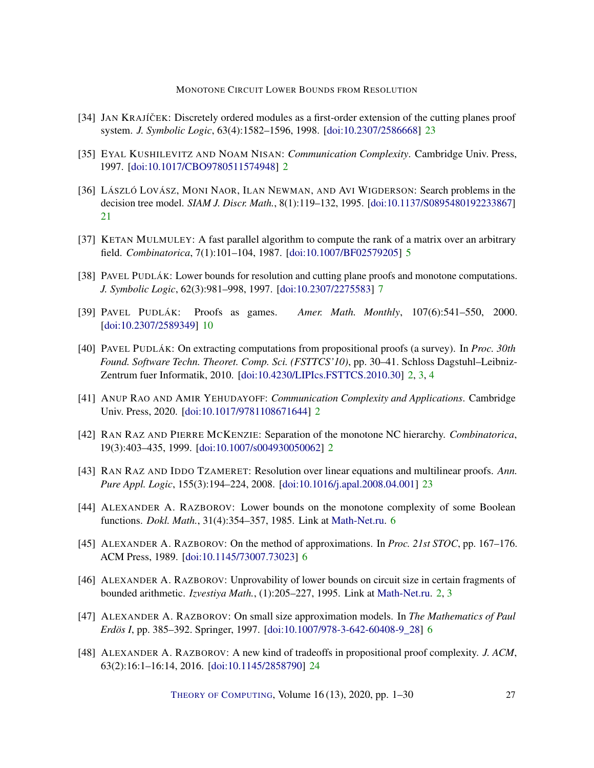[34] JAN KRAJÍČEK: Discretely ordered modules as a first-order extension of the cutting planes proof system. *J. Symbolic Logic*, 63(4):1582–1596, 1998. [doi:10.2307/2586668] 23

[35] EYAL KUSHILEVITZ AND NOAM NISAN: *Communication Complexity*. Cambridge Univ. Press, 1997. [doi:10.1017/CBO9780511574948] 2

[36] LÁSZLÓ LOVÁSZ, MONI NAOR, ILAN NEWMAN, AND AVI WIGDERSON: Search problems in the decision tree model. *SIAM J. Discr. Math.*, 8(1):119–132, 1995. [doi:10.1137/S0895480192233867] 21

[37] KETAN MULMULEY: A fast parallel algorithm to compute the rank of a matrix over an arbitrary field. *Combinatorica*, 7(1):101–104, 1987. [doi:10.1007/BF02579205] 5

[38] PAVEL PUDLÁK: Lower bounds for resolution and cutting plane proofs and monotone computations. *J. Symbolic Logic*, 62(3):981–998, 1997. [doi:10.2307/2275583] 7

[39] PAVEL PUDLÁK: Proofs as games. *Amer. Math. Monthly*, 107(6):541–550, 2000. [doi:10.2307/2589349] 10

[40] PAVEL PUDLÁK: On extracting computations from propositional proofs (a survey). In *Proc. 30th Found. Software Techn. Theoret. Comp. Sci. (FSTTCS'10)*, pp. 30–41. Schloss Dagstuhl–Leibniz-Zentrum fuer Informatik, 2010. [doi:10.4230/LIPIcs.FSTTCS.2010.30] 2, 3, 4

[41] ANUP RAO AND AMIR YEHUDAYOFF: *Communication Complexity and Applications*. Cambridge Univ. Press, 2020. [doi:10.1017/9781108671644] 2

[42] RAN RAZ AND PIERRE MCKENZIE: Separation of the monotone NC hierarchy. *Combinatorica*, 19(3):403–435, 1999. [doi:10.1007/s004930050062] 2

[43] RAN RAZ AND IDDO TZAMERET: Resolution over linear equations and multilinear proofs. *Ann. Pure Appl. Logic*, 155(3):194–224, 2008. [doi:10.1016/j.apal.2008.04.001] 23

[44] ALEXANDER A. RAZBOROV: Lower bounds on the monotone complexity of some Boolean functions. *Dokl. Math.*, 31(4):354–357, 1985. Link at Math-Net.ru. 6

[45] ALEXANDER A. RAZBOROV: On the method of approximations. In *Proc. 21st STOC*, pp. 167–176. ACM Press, 1989. [doi:10.1145/73007.73023] 6

[46] ALEXANDER A. RAZBOROV: Unprovability of lower bounds on circuit size in certain fragments of bounded arithmetic. *Izvestiya Math.*, (1):205–227, 1995. Link at Math-Net.ru. 2, 3

[47] ALEXANDER A. RAZBOROV: On small size approximation models. In *The Mathematics of Paul Erdös I*, pp. 385–392. Springer, 1997. [doi:10.1007/978-3-642-60408-9_28] 6

[48] ALEXANDER A. RAZBOROV: A new kind of tradeoffs in propositional proof complexity. *J. ACM*, 63(2):16:1–16:14, 2016. [doi:10.1145/2858790] 24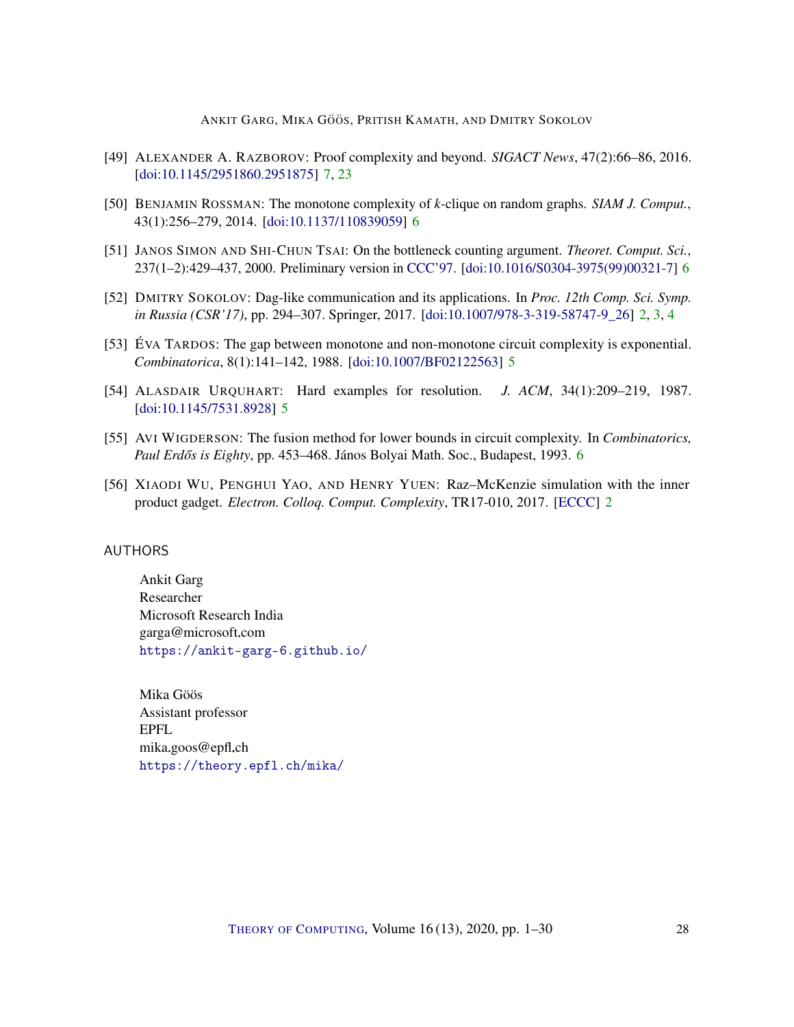[49] ALEXANDER A. RAZBOROV: Proof complexity and beyond. *SIGACT News*, 47(2):66–86, 2016. [doi:10.1145/2951860.2951875] 7, 23

[50] BENJAMIN ROSSMAN: The monotone complexity of $k$-clique on random graphs. *SIAM J. Comput.*, 43(1):256–279, 2014. [doi:10.1137/110839059] 6

[51] JANOS SIMON AND SHI-CHUN TSAI: On the bottleneck counting argument. *Theoret. Comput. Sci.*, 237(1–2):429–437, 2000. Preliminary version in CCC'97. [doi:10.1016/S0304-3975(99)00321-7] 6

[52] DMITRY SOKOLOV: Dag-like communication and its applications. In *Proc. 12th Comp. Sci. Symp. in Russia (CSR'17)*, pp. 294–307. Springer, 2017. [doi:10.1007/978-3-319-58747-9_26] 2, 3, 4

[53] ÉVA TARDOS: The gap between monotone and non-monotone circuit complexity is exponential. *Combinatorica*, 8(1):141–142, 1988. [doi:10.1007/BF02122563] 5

[54] ALASDAIR URQUHART: Hard examples for resolution. *J. ACM*, 34(1):209–219, 1987. [doi:10.1145/7531.8928] 5

[55] AVI WIGDERSON: The fusion method for lower bounds in circuit complexity. In *Combinatorics, Paul Erdős is Eighty*, pp. 453–468. János Bolyai Math. Soc., Budapest, 1993. 6

[56] XIAODI WU, PENGHUI YAO, AND HENRY YUEN: Raz–McKenzie simulation with the inner product gadget. *Electron. Colloq. Comput. Complexity*, TR17-010, 2017. [ECCC] 2

## AUTHORS

Ankit Garg
Researcher
Microsoft Research India
garga@microsoft.com
https://ankit-garg-6.github.io/

Mika Göös
Assistant professor
EPFL
mika.goos@epfl.ch
https://theory.epfl.ch/mika/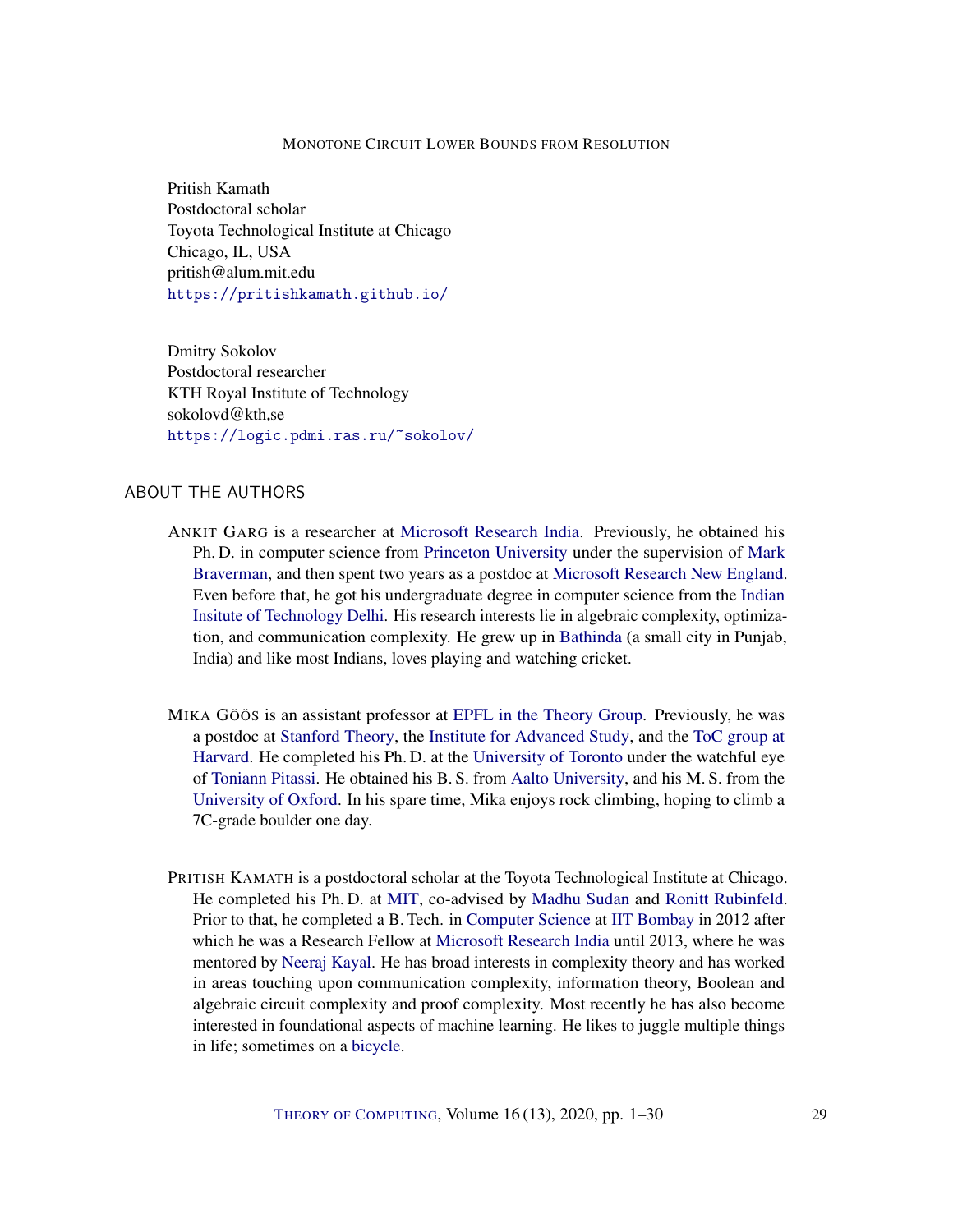Pritish Kamath
Postdoctoral scholar
Toyota Technological Institute at Chicago
Chicago, IL, USA
pritish@alum.mit.edu
https://pritishkamath.github.io/

Dmitry Sokolov
Postdoctoral researcher
KTH Royal Institute of Technology
sokolovd@kth.se
https://logic.pdmi.ras.ru/~sokolov/

## ABOUT THE AUTHORS

ANKIT GARG is a researcher at Microsoft Research India. Previously, he obtained his Ph. D. in computer science from Princeton University under the supervision of Mark Braverman, and then spent two years as a postdoc at Microsoft Research New England. Even before that, he got his undergraduate degree in computer science from the Indian Insitute of Technology Delhi. His research interests lie in algebraic complexity, optimization, and communication complexity. He grew up in Bathinda (a small city in Punjab, India) and like most Indians, loves playing and watching cricket.

MIKA GÖÖS is an assistant professor at EPFL in the Theory Group. Previously, he was a postdoc at Stanford Theory, the Institute for Advanced Study, and the ToC group at Harvard. He completed his Ph. D. at the University of Toronto under the watchful eye of Toniann Pitassi. He obtained his B. S. from Aalto University, and his M. S. from the University of Oxford. In his spare time, Mika enjoys rock climbing, hoping to climb a 7C-grade boulder one day.

PRITISH KAMATH is a postdoctoral scholar at the Toyota Technological Institute at Chicago. He completed his Ph. D. at MIT, co-advised by Madhu Sudan and Ronitt Rubinfeld. Prior to that, he completed a B. Tech. in Computer Science at IIT Bombay in 2012 after which he was a Research Fellow at Microsoft Research India until 2013, where he was mentored by Neeraj Kayal. He has broad interests in complexity theory and has worked in areas touching upon communication complexity, information theory, Boolean and algebraic circuit complexity and proof complexity. Most recently he has also become interested in foundational aspects of machine learning. He likes to juggle multiple things in life; sometimes on a bicycle.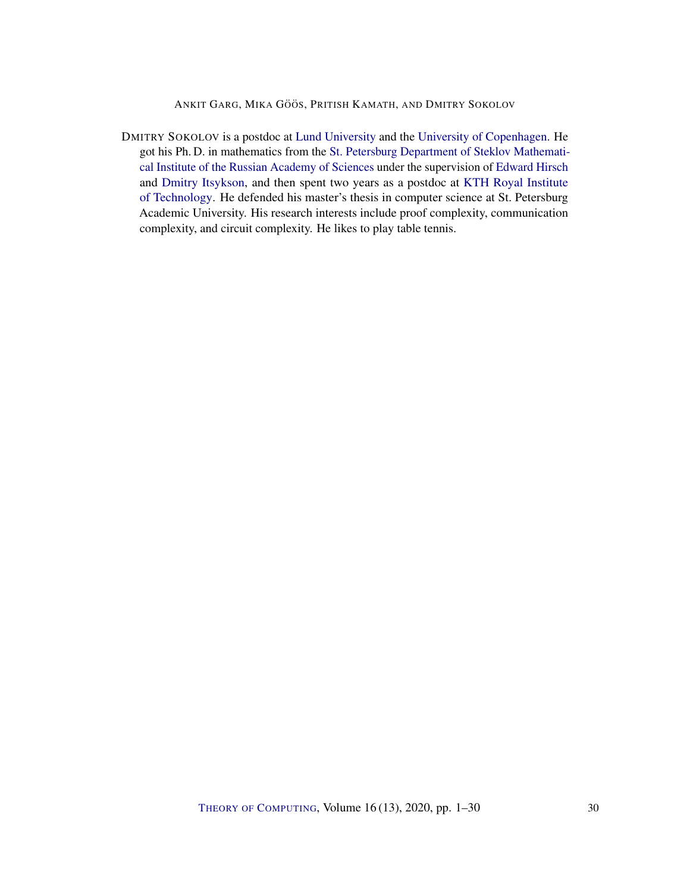DMITRY SOKOLOV is a postdoc at Lund University and the University of Copenhagen. He got his Ph. D. in mathematics from the St. Petersburg Department of Steklov Mathematical Institute of the Russian Academy of Sciences under the supervision of Edward Hirsch and Dmitry Itsykson, and then spent two years as a postdoc at KTH Royal Institute of Technology. He defended his master's thesis in computer science at St. Petersburg Academic University. His research interests include proof complexity, communication complexity, and circuit complexity. He likes to play table tennis.